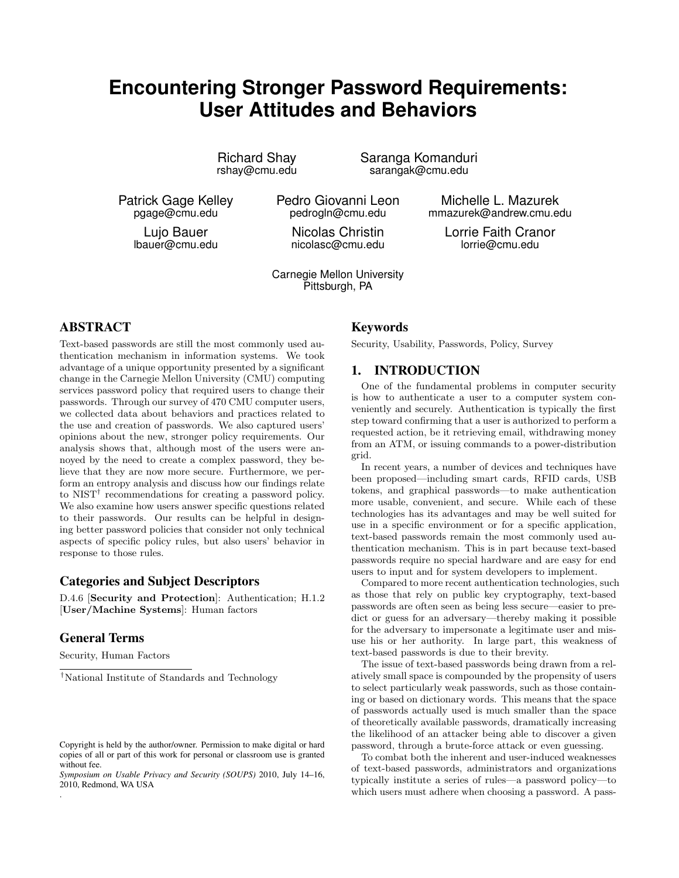# Encountering Stronger Password Requirements: User Attitudes and Behaviors

Richard Shay
rshay@cmu.edu

Saranga Komanduri
sarangak@cmu.edu

Patrick Gage Kelley
pgage@cmu.edu

Pedro Giovanni Leon
pedrogln@cmu.edu

Michelle L. Mazurek
mmazurek@andrew.cmu.edu

Lujo Bauer
lbauer@cmu.edu

Nicolas Christin
nicolasc@cmu.edu

Lorrie Faith Cranor
lorrie@cmu.edu

Carnegie Mellon University
Pittsburgh, PA

## ABSTRACT

Text-based passwords are still the most commonly used authentication mechanism in information systems. We took advantage of a unique opportunity presented by a significant change in the Carnegie Mellon University (CMU) computing services password policy that required users to change their passwords. Through our survey of 470 CMU computer users, we collected data about behaviors and practices related to the use and creation of passwords. We also captured users' opinions about the new, stronger policy requirements. Our analysis shows that, although most of the users were annoyed by the need to create a complex password, they believe that they are now more secure. Furthermore, we perform an entropy analysis and discuss how our findings relate to NIST[†] recommendations for creating a password policy. We also examine how users answer specific questions related to their passwords. Our results can be helpful in designing better password policies that consider not only technical aspects of specific policy rules, but also users' behavior in response to those rules.

## Categories and Subject Descriptors

D.4.6 [**Security and Protection**]: Authentication; H.1.2 [**User/Machine Systems**]: Human factors

## General Terms

Security, Human Factors

[†]National Institute of Standards and Technology

Copyright is held by the author/owner. Permission to make digital or hard copies of all or part of this work for personal or classroom use is granted without fee.
*Symposium on Usable Privacy and Security (SOUPS)* 2010, July 14–16, 2010, Redmond, WA USA

## Keywords

Security, Usability, Passwords, Policy, Survey

## 1. INTRODUCTION

One of the fundamental problems in computer security is how to authenticate a user to a computer system conveniently and securely. Authentication is typically the first step toward confirming that a user is authorized to perform a requested action, be it retrieving email, withdrawing money from an ATM, or issuing commands to a power-distribution grid.

In recent years, a number of devices and techniques have been proposed—including smart cards, RFID cards, USB tokens, and graphical passwords—to make authentication more usable, convenient, and secure. While each of these technologies has its advantages and may be well suited for use in a specific environment or for a specific application, text-based passwords remain the most commonly used authentication mechanism. This is in part because text-based passwords require no special hardware and are easy for end users to input and for system developers to implement.

Compared to more recent authentication technologies, such as those that rely on public key cryptography, text-based passwords are often seen as being less secure—easier to predict or guess for an adversary—thereby making it possible for the adversary to impersonate a legitimate user and misuse his or her authority. In large part, this weakness of text-based passwords is due to their brevity.

The issue of text-based passwords being drawn from a relatively small space is compounded by the propensity of users to select particularly weak passwords, such as those containing or based on dictionary words. This means that the space of passwords actually used is much smaller than the space of theoretically available passwords, dramatically increasing the likelihood of an attacker being able to discover a given password, through a brute-force attack or even guessing.

To combat both the inherent and user-induced weaknesses of text-based passwords, administrators and organizations typically institute a series of rules—a password policy—to which users must adhere when choosing a password. A pass-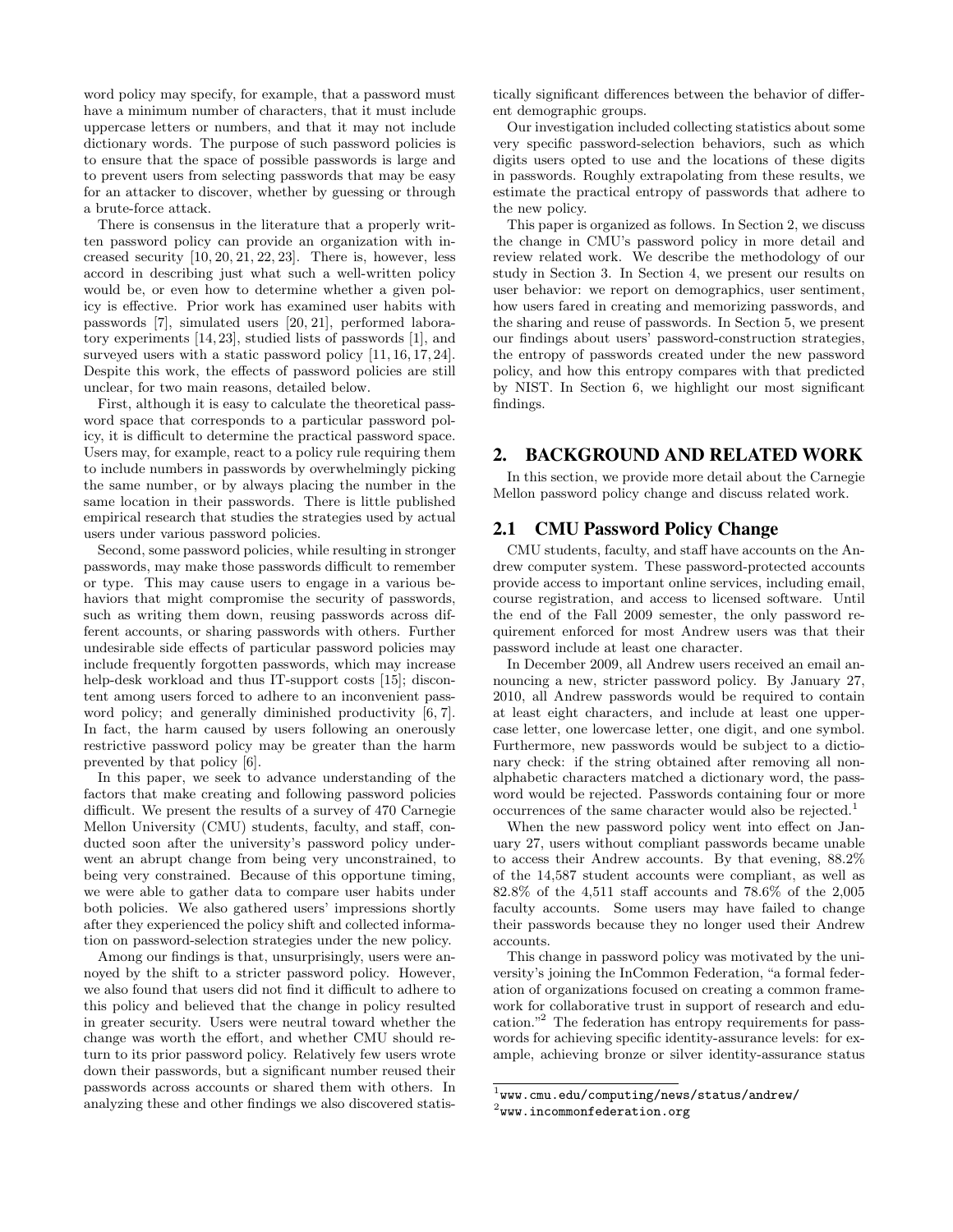word policy may specify, for example, that a password must have a minimum number of characters, that it must include uppercase letters or numbers, and that it may not include dictionary words. The purpose of such password policies is to ensure that the space of possible passwords is large and to prevent users from selecting passwords that may be easy for an attacker to discover, whether by guessing or through a brute-force attack.

There is consensus in the literature that a properly written password policy can provide an organization with increased security [10, 20, 21, 22, 23]. There is, however, less accord in describing just what such a well-written policy would be, or even how to determine whether a given policy is effective. Prior work has examined user habits with passwords [7], simulated users [20, 21], performed laboratory experiments [14, 23], studied lists of passwords [1], and surveyed users with a static password policy [11, 16, 17, 24]. Despite this work, the effects of password policies are still unclear, for two main reasons, detailed below.

First, although it is easy to calculate the theoretical password space that corresponds to a particular password policy, it is difficult to determine the practical password space. Users may, for example, react to a policy rule requiring them to include numbers in passwords by overwhelmingly picking the same number, or by always placing the number in the same location in their passwords. There is little published empirical research that studies the strategies used by actual users under various password policies.

Second, some password policies, while resulting in stronger passwords, may make those passwords difficult to remember or type. This may cause users to engage in a various behaviors that might compromise the security of passwords, such as writing them down, reusing passwords across different accounts, or sharing passwords with others. Further undesirable side effects of particular password policies may include frequently forgotten passwords, which may increase help-desk workload and thus IT-support costs [15]; discontent among users forced to adhere to an inconvenient password policy; and generally diminished productivity [6, 7]. In fact, the harm caused by users following an onerously restrictive password policy may be greater than the harm prevented by that policy [6].

In this paper, we seek to advance understanding of the factors that make creating and following password policies difficult. We present the results of a survey of 470 Carnegie Mellon University (CMU) students, faculty, and staff, conducted soon after the university's password policy underwent an abrupt change from being very unconstrained, to being very constrained. Because of this opportune timing, we were able to gather data to compare user habits under both policies. We also gathered users' impressions shortly after they experienced the policy shift and collected information on password-selection strategies under the new policy.

Among our findings is that, unsurprisingly, users were annoyed by the shift to a stricter password policy. However, we also found that users did not find it difficult to adhere to this policy and believed that the change in policy resulted in greater security. Users were neutral toward whether the change was worth the effort, and whether CMU should return to its prior password policy. Relatively few users wrote down their passwords, but a significant number reused their passwords across accounts or shared them with others. In analyzing these and other findings we also discovered statistically significant differences between the behavior of different demographic groups.

Our investigation included collecting statistics about some very specific password-selection behaviors, such as which digits users opted to use and the locations of these digits in passwords. Roughly extrapolating from these results, we estimate the practical entropy of passwords that adhere to the new policy.

This paper is organized as follows. In Section 2, we discuss the change in CMU's password policy in more detail and review related work. We describe the methodology of our study in Section 3. In Section 4, we present our results on user behavior: we report on demographics, user sentiment, how users fared in creating and memorizing passwords, and the sharing and reuse of passwords. In Section 5, we present our findings about users' password-construction strategies, the entropy of passwords created under the new password policy, and how this entropy compares with that predicted by NIST. In Section 6, we highlight our most significant findings.

## 2. BACKGROUND AND RELATED WORK

In this section, we provide more detail about the Carnegie Mellon password policy change and discuss related work.

### 2.1 CMU Password Policy Change

CMU students, faculty, and staff have accounts on the Andrew computer system. These password-protected accounts provide access to important online services, including email, course registration, and access to licensed software. Until the end of the Fall 2009 semester, the only password requirement enforced for most Andrew users was that their password include at least one character.

In December 2009, all Andrew users received an email announcing a new, stricter password policy. By January 27, 2010, all Andrew passwords would be required to contain at least eight characters, and include at least one uppercase letter, one lowercase letter, one digit, and one symbol. Furthermore, new passwords would be subject to a dictionary check: if the string obtained after removing all nonalphabetic characters matched a dictionary word, the password would be rejected. Passwords containing four or more occurrences of the same character would also be rejected.[1]

When the new password policy went into effect on January 27, users without compliant passwords became unable to access their Andrew accounts. By that evening, 88.2% of the 14,587 student accounts were compliant, as well as 82.8% of the 4,511 staff accounts and 78.6% of the 2,005 faculty accounts. Some users may have failed to change their passwords because they no longer used their Andrew accounts.

This change in password policy was motivated by the university's joining the InCommon Federation, "a formal federation of organizations focused on creating a common framework for collaborative trust in support of research and education."[2] The federation has entropy requirements for passwords for achieving specific identity-assurance levels: for example, achieving bronze or silver identity-assurance status

[1] www.cmu.edu/computing/news/status/andrew/

[2] www.incommonfederation.org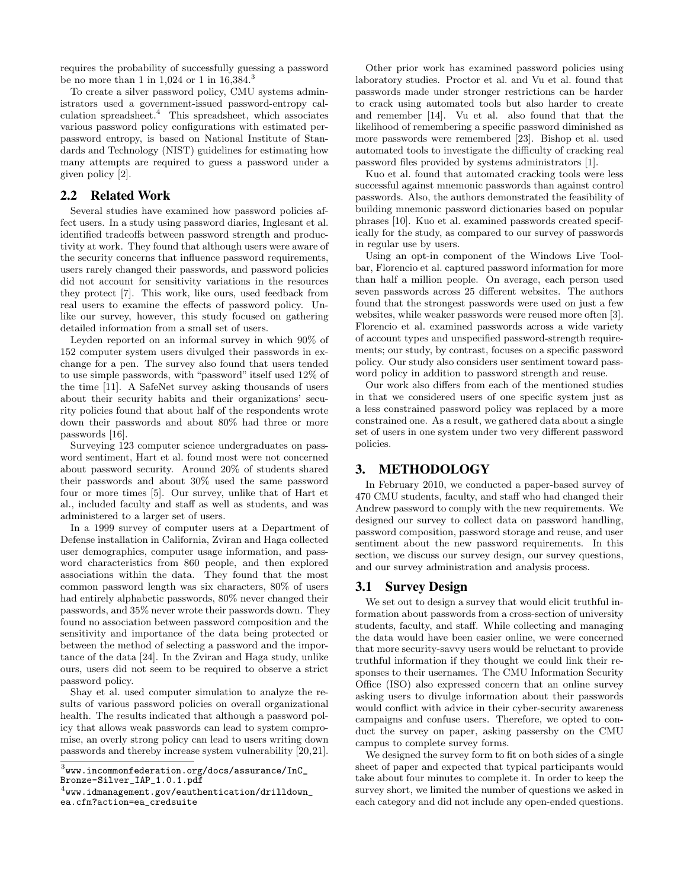requires the probability of successfully guessing a password be no more than 1 in 1,024 or 1 in 16,384.[3]

To create a silver password policy, CMU systems administrators used a government-issued password-entropy calculation spreadsheet.[4] This spreadsheet, which associates various password policy configurations with estimated per-password entropy, is based on National Institute of Standards and Technology (NIST) guidelines for estimating how many attempts are required to guess a password under a given policy [2].

## 2.2 Related Work

Several studies have examined how password policies affect users. In a study using password diaries, Inglesant et al. identified tradeoffs between password strength and productivity at work. They found that although users were aware of the security concerns that influence password requirements, users rarely changed their passwords, and password policies did not account for sensitivity variations in the resources they protect [7]. This work, like ours, used feedback from real users to examine the effects of password policy. Unlike our survey, however, this study focused on gathering detailed information from a small set of users.

Leyden reported on an informal survey in which 90% of 152 computer system users divulged their passwords in exchange for a pen. The survey also found that users tended to use simple passwords, with "password" itself used 12% of the time [11]. A SafeNet survey asking thousands of users about their security habits and their organizations' security policies found that about half of the respondents wrote down their passwords and about 80% had three or more passwords [16].

Surveying 123 computer science undergraduates on password sentiment, Hart et al. found most were not concerned about password security. Around 20% of students shared their passwords and about 30% used the same password four or more times [5]. Our survey, unlike that of Hart et al., included faculty and staff as well as students, and was administered to a larger set of users.

In a 1999 survey of computer users at a Department of Defense installation in California, Zviran and Haga collected user demographics, computer usage information, and password characteristics from 860 people, and then explored associations within the data. They found that the most common password length was six characters, 80% of users had entirely alphabetic passwords, 80% never changed their passwords, and 35% never wrote their passwords down. They found no association between password composition and the sensitivity and importance of the data being protected or between the method of selecting a password and the importance of the data [24]. In the Zviran and Haga study, unlike ours, users did not seem to be required to observe a strict password policy.

Shay et al. used computer simulation to analyze the results of various password policies on overall organizational health. The results indicated that although a password policy that allows weak passwords can lead to system compromise, an overly strong policy can lead to users writing down passwords and thereby increase system vulnerability [20,21].

Other prior work has examined password policies using laboratory studies. Proctor et al. and Vu et al. found that passwords made under stronger restrictions can be harder to crack using automated tools but also harder to create and remember [14]. Vu et al. also found that that the likelihood of remembering a specific password diminished as more passwords were remembered [23]. Bishop et al. used automated tools to investigate the difficulty of cracking real password files provided by systems administrators [1].

Kuo et al. found that automated cracking tools were less successful against mnemonic passwords than against control passwords. Also, the authors demonstrated the feasibility of building mnemonic password dictionaries based on popular phrases [10]. Kuo et al. examined passwords created specifically for the study, as compared to our survey of passwords in regular use by users.

Using an opt-in component of the Windows Live Toolbar, Florencio et al. captured password information for more than half a million people. On average, each person used seven passwords across 25 different websites. The authors found that the strongest passwords were used on just a few websites, while weaker passwords were reused more often [3]. Florencio et al. examined passwords across a wide variety of account types and unspecified password-strength requirements; our study, by contrast, focuses on a specific password policy. Our study also considers user sentiment toward password policy in addition to password strength and reuse.

Our work also differs from each of the mentioned studies in that we considered users of one specific system just as a less constrained password policy was replaced by a more constrained one. As a result, we gathered data about a single set of users in one system under two very different password policies.

# 3. METHODOLOGY

In February 2010, we conducted a paper-based survey of 470 CMU students, faculty, and staff who had changed their Andrew password to comply with the new requirements. We designed our survey to collect data on password handling, password composition, password storage and reuse, and user sentiment about the new password requirements. In this section, we discuss our survey design, our survey questions, and our survey administration and analysis process.

## 3.1 Survey Design

We set out to design a survey that would elicit truthful information about passwords from a cross-section of university students, faculty, and staff. While collecting and managing the data would have been easier online, we were concerned that more security-savvy users would be reluctant to provide truthful information if they thought we could link their responses to their usernames. The CMU Information Security Office (ISO) also expressed concern that an online survey asking users to divulge information about their passwords would conflict with advice in their cyber-security awareness campaigns and confuse users. Therefore, we opted to conduct the survey on paper, asking passersby on the CMU campus to complete survey forms.

We designed the survey form to fit on both sides of a single sheet of paper and expected that typical participants would take about four minutes to complete it. In order to keep the survey short, we limited the number of questions we asked in each category and did not include any open-ended questions.

[3] www.incommonfederation.org/docs/assurance/InC_Bronze-Silver_IAP_1.0.1.pdf

[4] www.idmanagement.gov/eauthentication/drilldown_ea.cfm?action=ea_credsuite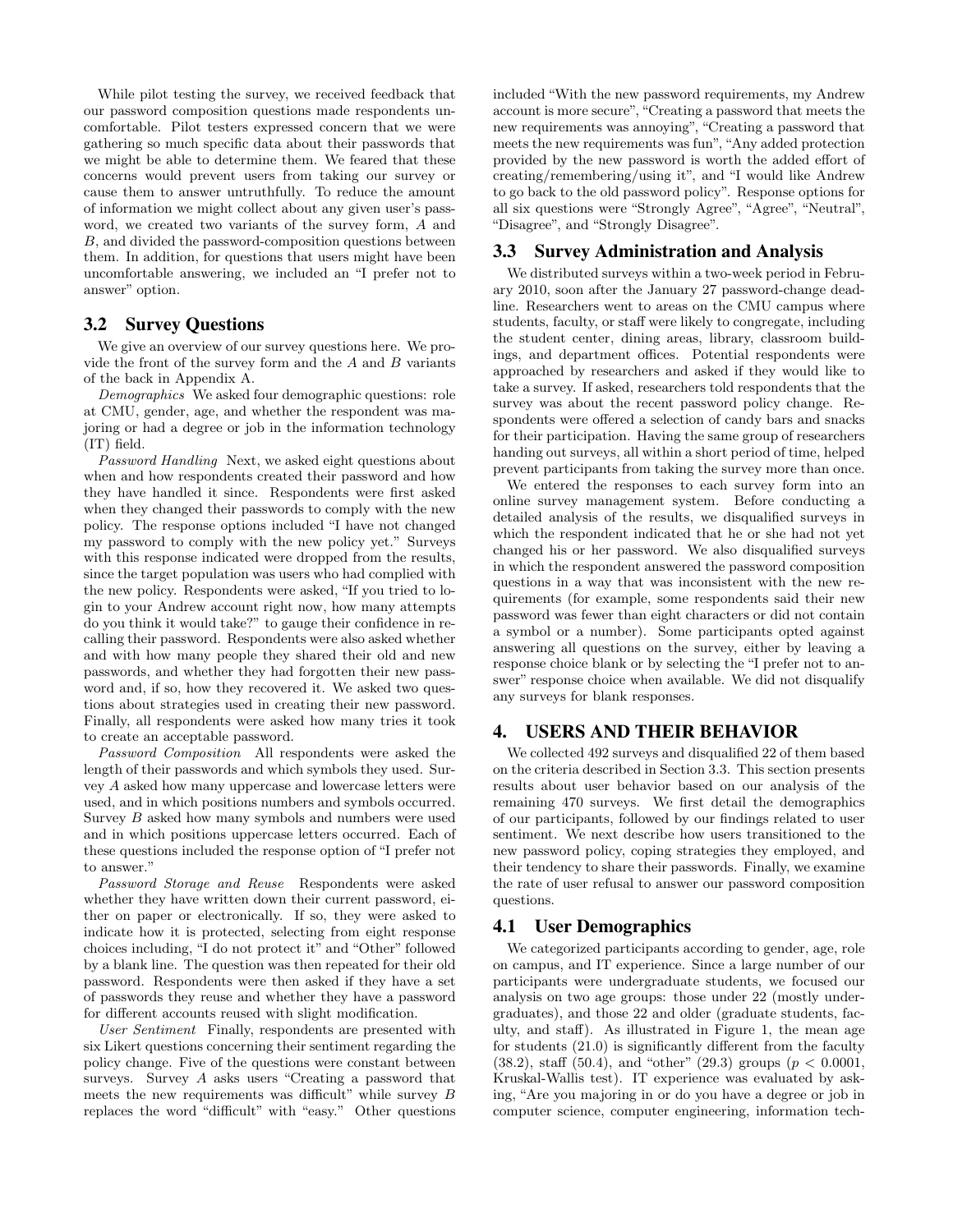While pilot testing the survey, we received feedback that our password composition questions made respondents uncomfortable. Pilot testers expressed concern that we were gathering so much specific data about their passwords that we might be able to determine them. We feared that these concerns would prevent users from taking our survey or cause them to answer untruthfully. To reduce the amount of information we might collect about any given user's password, we created two variants of the survey form, $A$ and $B$, and divided the password-composition questions between them. In addition, for questions that users might have been uncomfortable answering, we included an "I prefer not to answer" option.

### 3.2 Survey Questions

We give an overview of our survey questions here. We provide the front of the survey form and the $A$ and $B$ variants of the back in Appendix A.

*Demographics* We asked four demographic questions: role at CMU, gender, age, and whether the respondent was majoring or had a degree or job in the information technology (IT) field.

*Password Handling* Next, we asked eight questions about when and how respondents created their password and how they have handled it since. Respondents were first asked when they changed their passwords to comply with the new policy. The response options included "I have not changed my password to comply with the new policy yet." Surveys with this response indicated were dropped from the results, since the target population was users who had complied with the new policy. Respondents were asked, "If you tried to login to your Andrew account right now, how many attempts do you think it would take?" to gauge their confidence in recalling their password. Respondents were also asked whether and with how many people they shared their old and new passwords, and whether they had forgotten their new password and, if so, how they recovered it. We asked two questions about strategies used in creating their new password. Finally, all respondents were asked how many tries it took to create an acceptable password.

*Password Composition* All respondents were asked the length of their passwords and which symbols they used. Survey $A$ asked how many uppercase and lowercase letters were used, and in which positions numbers and symbols occurred. Survey $B$ asked how many symbols and numbers were used and in which positions uppercase letters occurred. Each of these questions included the response option of "I prefer not to answer."

*Password Storage and Reuse* Respondents were asked whether they have written down their current password, either on paper or electronically. If so, they were asked to indicate how it is protected, selecting from eight response choices including, "I do not protect it" and "Other" followed by a blank line. The question was then repeated for their old password. Respondents were then asked if they have a set of passwords they reuse and whether they have a password for different accounts reused with slight modification.

*User Sentiment* Finally, respondents are presented with six Likert questions concerning their sentiment regarding the policy change. Five of the questions were constant between surveys. Survey $A$ asks users "Creating a password that meets the new requirements was difficult" while survey $B$ replaces the word "difficult" with "easy." Other questions included "With the new password requirements, my Andrew account is more secure", "Creating a password that meets the new requirements was annoying", "Creating a password that meets the new requirements was fun", "Any added protection provided by the new password is worth the added effort of creating/remembering/using it", and "I would like Andrew to go back to the old password policy". Response options for all six questions were "Strongly Agree", "Agree", "Neutral", "Disagree", and "Strongly Disagree".

### 3.3 Survey Administration and Analysis

We distributed surveys within a two-week period in February 2010, soon after the January 27 password-change deadline. Researchers went to areas on the CMU campus where students, faculty, or staff were likely to congregate, including the student center, dining areas, library, classroom buildings, and department offices. Potential respondents were approached by researchers and asked if they would like to take a survey. If asked, researchers told respondents that the survey was about the recent password policy change. Respondents were offered a selection of candy bars and snacks for their participation. Having the same group of researchers handing out surveys, all within a short period of time, helped prevent participants from taking the survey more than once.

We entered the responses to each survey form into an online survey management system. Before conducting a detailed analysis of the results, we disqualified surveys in which the respondent indicated that he or she had not yet changed his or her password. We also disqualified surveys in which the respondent answered the password composition questions in a way that was inconsistent with the new requirements (for example, some respondents said their new password was fewer than eight characters or did not contain a symbol or a number). Some participants opted against answering all questions on the survey, either by leaving a response choice blank or by selecting the "I prefer not to answer" response choice when available. We did not disqualify any surveys for blank responses.

## 4. USERS AND THEIR BEHAVIOR

We collected 492 surveys and disqualified 22 of them based on the criteria described in Section 3.3. This section presents results about user behavior based on our analysis of the remaining 470 surveys. We first detail the demographics of our participants, followed by our findings related to user sentiment. We next describe how users transitioned to the new password policy, coping strategies they employed, and their tendency to share their passwords. Finally, we examine the rate of user refusal to answer our password composition questions.

### 4.1 User Demographics

We categorized participants according to gender, age, role on campus, and IT experience. Since a large number of our participants were undergraduate students, we focused our analysis on two age groups: those under 22 (mostly undergraduates), and those 22 and older (graduate students, faculty, and staff). As illustrated in Figure 1, the mean age for students (21.0) is significantly different from the faculty (38.2), staff (50.4), and "other" (29.3) groups ($p < 0.0001$, Kruskal-Wallis test). IT experience was evaluated by asking, "Are you majoring in or do you have a degree or job in computer science, computer engineering, information tech-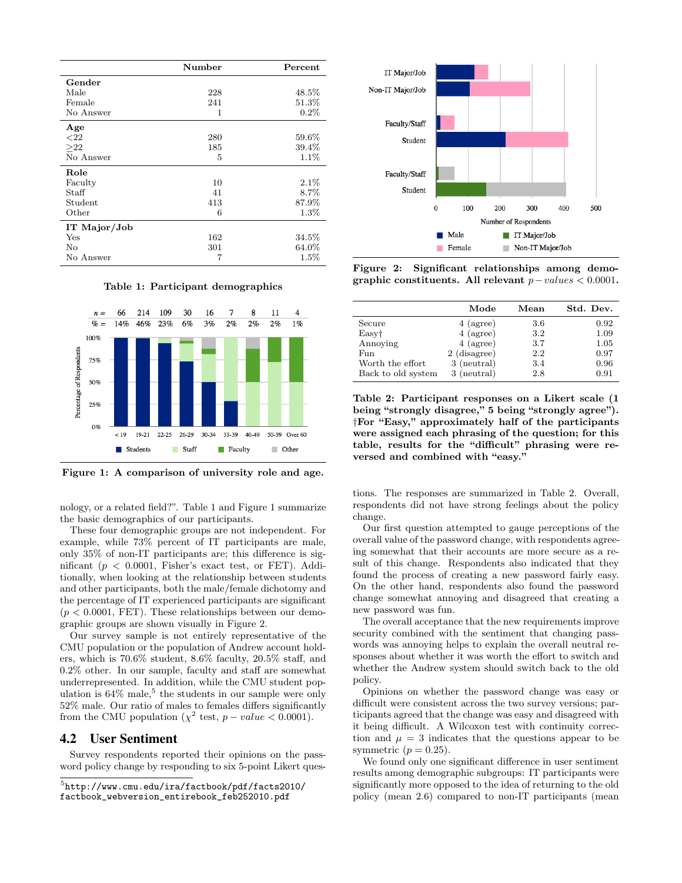|  | Number | Percent |
|---|---|---|
| **Gender** | | |
| Male | 228 | 48.5% |
| Female | 241 | 51.3% |
| No Answer | 1 | 0.2% |
| **Age** | | |
| <22 | 280 | 59.6% |
| ≥22 | 185 | 39.4% |
| No Answer | 5 | 1.1% |
| **Role** | | |
| Faculty | 10 | 2.1% |
| Staff | 41 | 8.7% |
| Student | 413 | 87.9% |
| Other | 6 | 1.3% |
| **IT Major/Job** | | |
| Yes | 162 | 34.5% |
| No | 301 | 64.0% |
| No Answer | 7 | 1.5% |

**Table 1: Participant demographics**

**Figure 1: A comparison of university role and age.**

nology, or a related field?". Table 1 and Figure 1 summarize the basic demographics of our participants.

These four demographic groups are not independent. For example, while 73% percent of IT participants are male, only 35% of non-IT participants are; this difference is significant ($p < 0.0001$, Fisher's exact test, or FET). Additionally, when looking at the relationship between students and other participants, both the male/female dichotomy and the percentage of IT experienced participants are significant ($p < 0.0001$, FET). These relationships between our demographic groups are shown visually in Figure 2.

Our survey sample is not entirely representative of the CMU population or the population of Andrew account holders, which is 70.6% student, 8.6% faculty, 20.5% staff, and 0.2% other. In our sample, faculty and staff are somewhat underrepresented. In addition, while the CMU student population is 64% male,[5] the students in our sample were only 52% male. Our ratio of males to females differs significantly from the CMU population ($\chi^2$ test, $p - value < 0.0001$).

## 4.2 User Sentiment

Survey respondents reported their opinions on the password policy change by responding to six 5-point Likert questions. The responses are summarized in Table 2. Overall, respondents did not have strong feelings about the policy change.

[5] http://www.cmu.edu/ira/factbook/pdf/facts2010/factbook_webversion_entirebook_feb252010.pdf

**Figure 2: Significant relationships among demographic constituents. All relevant $p - values < 0.0001$.**

|  | Mode | Mean | Std. Dev. |
|---|---|---|---|
| Secure | 4 (agree) | 3.6 | 0.92 |
| Easy† | 4 (agree) | 3.2 | 1.09 |
| Annoying | 4 (agree) | 3.7 | 1.05 |
| Fun | 2 (disagree) | 2.2 | 0.97 |
| Worth the effort | 3 (neutral) | 3.4 | 0.96 |
| Back to old system | 3 (neutral) | 2.8 | 0.91 |

**Table 2: Participant responses on a Likert scale (1 being "strongly disagree," 5 being "strongly agree"). †For "Easy," approximately half of the participants were assigned each phrasing of the question; for this table, results for the "difficult" phrasing were reversed and combined with "easy."**

Our first question attempted to gauge perceptions of the overall value of the password change, with respondents agreeing somewhat that their accounts are more secure as a result of this change. Respondents also indicated that they found the process of creating a new password fairly easy. On the other hand, respondents also found the password change somewhat annoying and disagreed that creating a new password was fun.

The overall acceptance that the new requirements improve security combined with the sentiment that changing passwords was annoying helps to explain the overall neutral responses about whether it was worth the effort to switch and whether the Andrew system should switch back to the old policy.

Opinions on whether the password change was easy or difficult were consistent across the two survey versions; participants agreed that the change was easy and disagreed with it being difficult. A Wilcoxon test with continuity correction and $\mu = 3$ indicates that the questions appear to be symmetric ($p = 0.25$).

We found only one significant difference in user sentiment results among demographic subgroups: IT participants were significantly more opposed to the idea of returning to the old policy (mean 2.6) compared to non-IT participants (mean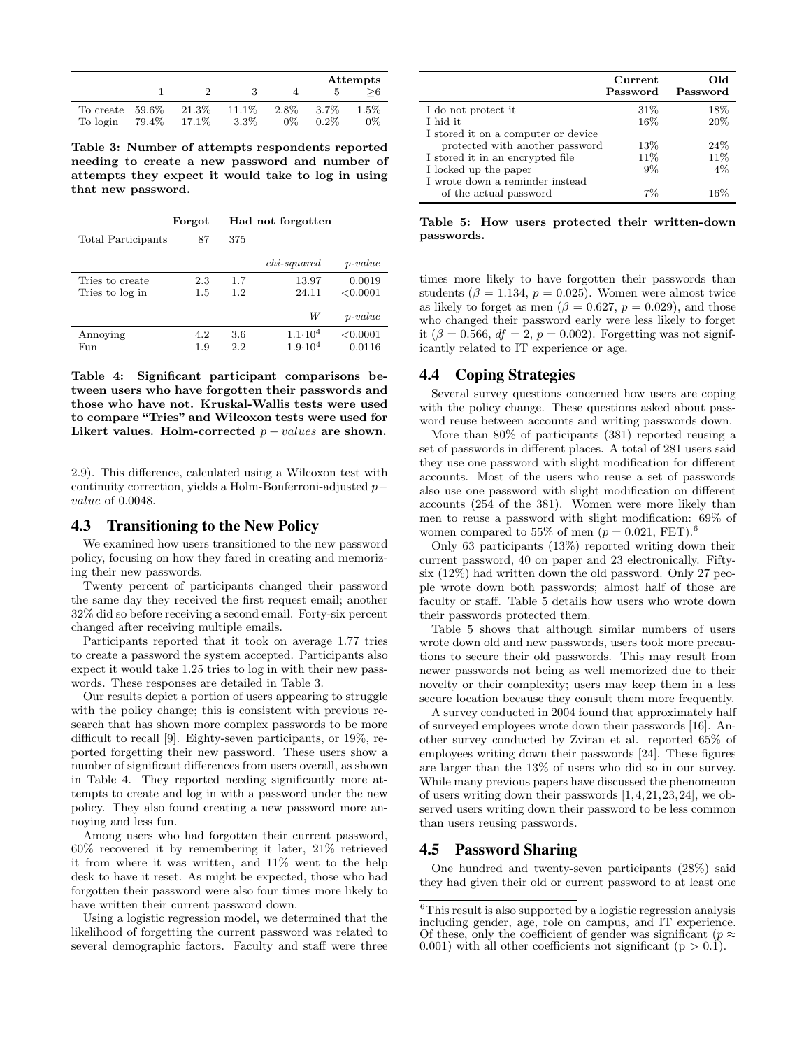| | 1 | 2 | 3 | 4 | 5 | Attempts ≥6 |
|---|---|---|---|---|---|---|
| To create | 59.6% | 21.3% | 11.1% | 2.8% | 3.7% | 1.5% |
| To login | 79.4% | 17.1% | 3.3% | 0% | 0.2% | 0% |

**Table 3: Number of attempts respondents reported needing to create a new password and number of attempts they expect it would take to log in using that new password.**

| | Forgot | Had not forgotten | | |
|---|---|---|---|---|
| Total Participants | 87 | 375 | | |
| | | | *chi-squared* | *p-value* |
| Tries to create | 2.3 | 1.7 | 13.97 | 0.0019 |
| Tries to log in | 1.5 | 1.2 | 24.11 | <0.0001 |
| | | | *W* | *p-value* |
| Annoying | 4.2 | 3.6 | $1.1{\cdot}10^4$ | <0.0001 |
| Fun | 1.9 | 2.2 | $1.9{\cdot}10^4$ | 0.0116 |

**Table 4: Significant participant comparisons between users who have forgotten their passwords and those who have not. Kruskal-Wallis tests were used to compare "Tries" and Wilcoxon tests were used for Likert values. Holm-corrected $p-values$ are shown.**

2.9). This difference, calculated using a Wilcoxon test with continuity correction, yields a Holm-Bonferroni-adjusted $p-value$ of 0.0048.

## 4.3 Transitioning to the New Policy

We examined how users transitioned to the new password policy, focusing on how they fared in creating and memorizing their new passwords.

Twenty percent of participants changed their password the same day they received the first request email; another 32% did so before receiving a second email. Forty-six percent changed after receiving multiple emails.

Participants reported that it took on average 1.77 tries to create a password the system accepted. Participants also expect it would take 1.25 tries to log in with their new passwords. These responses are detailed in Table 3.

Our results depict a portion of users appearing to struggle with the policy change; this is consistent with previous research that has shown more complex passwords to be more difficult to recall [9]. Eighty-seven participants, or 19%, reported forgetting their new password. These users show a number of significant differences from users overall, as shown in Table 4. They reported needing significantly more attempts to create and log in with a password under the new policy. They also found creating a new password more annoying and less fun.

Among users who had forgotten their current password, 60% recovered it by remembering it later, 21% retrieved it from where it was written, and 11% went to the help desk to have it reset. As might be expected, those who had forgotten their password were also four times more likely to have written their current password down.

Using a logistic regression model, we determined that the likelihood of forgetting the current password was related to several demographic factors. Faculty and staff were three times more likely to have forgotten their passwords than students ($\beta = 1.134$, $p = 0.025$). Women were almost twice as likely to forget as men ($\beta = 0.627$, $p = 0.029$), and those who changed their password early were less likely to forget it ($\beta = 0.566$, $df = 2$, $p = 0.002$). Forgetting was not significantly related to IT experience or age.

| | Current Password | Old Password |
|---|---|---|
| I do not protect it | 31% | 18% |
| I hid it | 16% | 20% |
| I stored it on a computer or device protected with another password | 13% | 24% |
| I stored it in an encrypted file | 11% | 11% |
| I locked up the paper | 9% | 4% |
| I wrote down a reminder instead of the actual password | 7% | 16% |

**Table 5: How users protected their written-down passwords.**

## 4.4 Coping Strategies

Several survey questions concerned how users are coping with the policy change. These questions asked about password reuse between accounts and writing passwords down.

More than 80% of participants (381) reported reusing a set of passwords in different places. A total of 281 users said they use one password with slight modification for different accounts. Most of the users who reuse a set of passwords also use one password with slight modification on different accounts (254 of the 381). Women were more likely than men to reuse a password with slight modification: 69% of women compared to 55% of men ($p = 0.021$, FET).[6]

Only 63 participants (13%) reported writing down their current password, 40 on paper and 23 electronically. Fifty-six (12%) had written down the old password. Only 27 people wrote down both passwords; almost half of those are faculty or staff. Table 5 details how users who wrote down their passwords protected them.

Table 5 shows that although similar numbers of users wrote down old and new passwords, users took more precautions to secure their old passwords. This may result from newer passwords not being as well memorized due to their novelty or their complexity; users may keep them in a less secure location because they consult them more frequently.

A survey conducted in 2004 found that approximately half of surveyed employees wrote down their passwords [16]. Another survey conducted by Zviran et al. reported 65% of employees writing down their passwords [24]. These figures are larger than the 13% of users who did so in our survey. While many previous papers have discussed the phenomenon of users writing down their passwords [1,4,21,23,24], we observed users writing down their password to be less common than users reusing passwords.

## 4.5 Password Sharing

One hundred and twenty-seven participants (28%) said they had given their old or current password to at least one

[6] This result is also supported by a logistic regression analysis including gender, age, role on campus, and IT experience. Of these, only the coefficient of gender was significant ($p \approx 0.001$) with all other coefficients not significant ($p > 0.1$).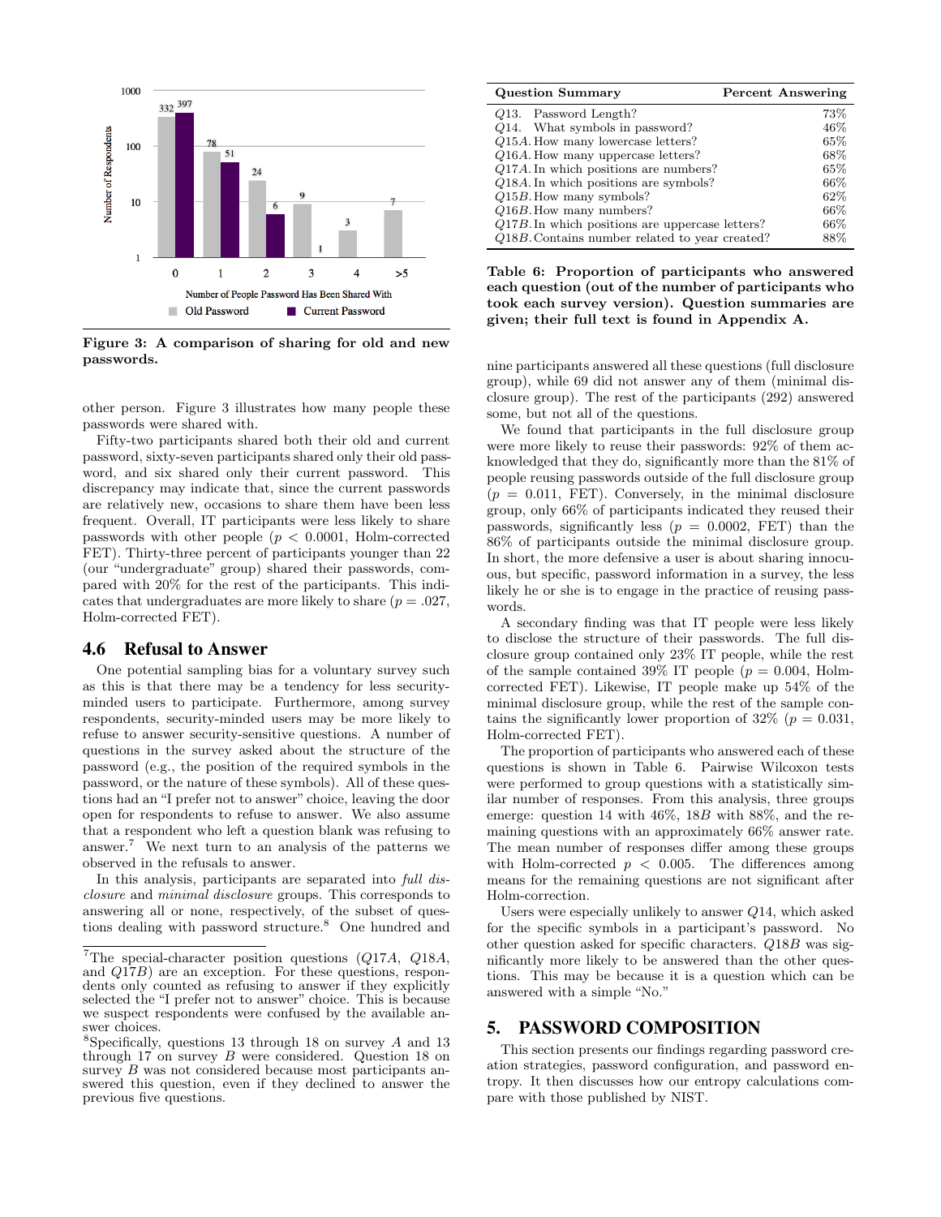Figure 3: A comparison of sharing for old and new passwords.

other person. Figure 3 illustrates how many people these passwords were shared with.

Fifty-two participants shared both their old and current password, sixty-seven participants shared only their old password, and six shared only their current password. This discrepancy may indicate that, since the current passwords are relatively new, occasions to share them have been less frequent. Overall, IT participants were less likely to share passwords with other people ($p < 0.0001$, Holm-corrected FET). Thirty-three percent of participants younger than 22 (our "undergraduate" group) shared their passwords, compared with 20% for the rest of the participants. This indicates that undergraduates are more likely to share ($p = .027$, Holm-corrected FET).

## 4.6 Refusal to Answer

One potential sampling bias for a voluntary survey such as this is that there may be a tendency for less security-minded users to participate. Furthermore, among survey respondents, security-minded users may be more likely to refuse to answer security-sensitive questions. A number of questions in the survey asked about the structure of the password (e.g., the position of the required symbols in the password, or the nature of these symbols). All of these questions had an "I prefer not to answer" choice, leaving the door open for respondents to refuse to answer. We also assume that a respondent who left a question blank was refusing to answer.[7] We next turn to an analysis of the patterns we observed in the refusals to answer.

In this analysis, participants are separated into *full disclosure* and *minimal disclosure* groups. This corresponds to answering all or none, respectively, of the subset of questions dealing with password structure.[8] One hundred and nine participants answered all these questions (full disclosure group), while 69 did not answer any of them (minimal disclosure group). The rest of the participants (292) answered some, but not all of the questions.

We found that participants in the full disclosure group were more likely to reuse their passwords: 92% of them acknowledged that they do, significantly more than the 81% of people reusing passwords outside of the full disclosure group ($p = 0.011$, FET). Conversely, in the minimal disclosure group, only 66% of participants indicated they reused their passwords, significantly less ($p = 0.0002$, FET) than the 86% of participants outside the minimal disclosure group. In short, the more defensive a user is about sharing innocuous, but specific, password information in a survey, the less likely he or she is to engage in the practice of reusing passwords.

A secondary finding was that IT people were less likely to disclose the structure of their passwords. The full disclosure group contained only 23% IT people, while the rest of the sample contained 39% IT people ($p = 0.004$, Holm-corrected FET). Likewise, IT people make up 54% of the minimal disclosure group, while the rest of the sample contains the significantly lower proportion of 32% ($p = 0.031$, Holm-corrected FET).

The proportion of participants who answered each of these questions is shown in Table 6. Pairwise Wilcoxon tests were performed to group questions with a statistically similar number of responses. From this analysis, three groups emerge: question 14 with 46%, 18$B$ with 88%, and the remaining questions with an approximately 66% answer rate. The mean number of responses differ among these groups with Holm-corrected $p < 0.005$. The differences among means for the remaining questions are not significant after Holm-correction.

Users were especially unlikely to answer $Q14$, which asked for the specific symbols in a participant's password. No other question asked for specific characters. $Q18B$ was significantly more likely to be answered than the other questions. This may be because it is a question which can be answered with a simple "No."

| Question Summary | Percent Answering |
|---|---|
| $Q13$. Password Length? | 73% |
| $Q14$. What symbols in password? | 46% |
| $Q15A$. How many lowercase letters? | 65% |
| $Q16A$. How many uppercase letters? | 68% |
| $Q17A$. In which positions are numbers? | 65% |
| $Q18A$. In which positions are symbols? | 66% |
| $Q15B$. How many symbols? | 62% |
| $Q16B$. How many numbers? | 66% |
| $Q17B$. In which positions are uppercase letters? | 66% |
| $Q18B$. Contains number related to year created? | 88% |

**Table 6: Proportion of participants who answered each question (out of the number of participants who took each survey version). Question summaries are given; their full text is found in Appendix A.**

# 5. PASSWORD COMPOSITION

This section presents our findings regarding password creation strategies, password configuration, and password entropy. It then discusses how our entropy calculations compare with those published by NIST.

[7] The special-character position questions ($Q17A$, $Q18A$, and $Q17B$) are an exception. For these questions, respondents only counted as refusing to answer if they explicitly selected the "I prefer not to answer" choice. This is because we suspect respondents were confused by the available answer choices.

[8] Specifically, questions 13 through 18 on survey $A$ and 13 through 17 on survey $B$ were considered. Question 18 on survey $B$ was not considered because most participants answered this question, even if they declined to answer the previous five questions.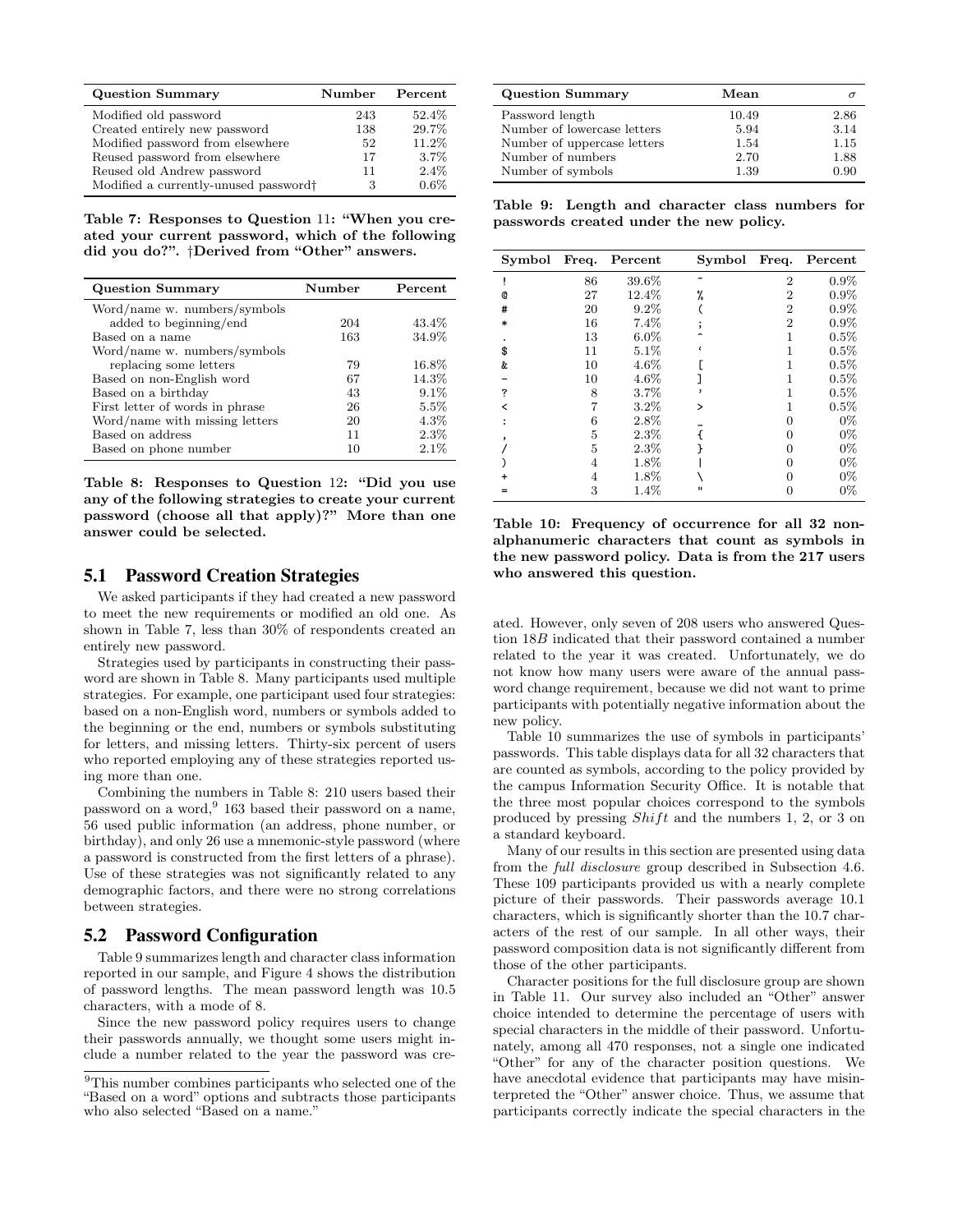| Question Summary | Number | Percent |
|---|---|---|
| Modified old password | 243 | 52.4% |
| Created entirely new password | 138 | 29.7% |
| Modified password from elsewhere | 52 | 11.2% |
| Reused password from elsewhere | 17 | 3.7% |
| Reused old Andrew password | 11 | 2.4% |
| Modified a currently-unused password† | 3 | 0.6% |

**Table 7: Responses to Question 11: "When you created your current password, which of the following did you do?". †Derived from "Other" answers.**

| Question Summary | Number | Percent |
|---|---|---|
| Word/name w. numbers/symbols added to beginning/end | 204 | 43.4% |
| Based on a name | 163 | 34.9% |
| Word/name w. numbers/symbols replacing some letters | 79 | 16.8% |
| Based on non-English word | 67 | 14.3% |
| Based on a birthday | 43 | 9.1% |
| First letter of words in phrase | 26 | 5.5% |
| Word/name with missing letters | 20 | 4.3% |
| Based on address | 11 | 2.3% |
| Based on phone number | 10 | 2.1% |

**Table 8: Responses to Question 12: "Did you use any of the following strategies to create your current password (choose all that apply)?" More than one answer could be selected.**

## 5.1 Password Creation Strategies

We asked participants if they had created a new password to meet the new requirements or modified an old one. As shown in Table 7, less than 30% of respondents created an entirely new password.

Strategies used by participants in constructing their password are shown in Table 8. Many participants used multiple strategies. For example, one participant used four strategies: based on a non-English word, numbers or symbols added to the beginning or the end, numbers or symbols substituting for letters, and missing letters. Thirty-six percent of users who reported employing any of these strategies reported using more than one.

Combining the numbers in Table 8: 210 users based their password on a word,[9] 163 based their password on a name, 56 used public information (an address, phone number, or birthday), and only 26 use a mnemonic-style password (where a password is constructed from the first letters of a phrase). Use of these strategies was not significantly related to any demographic factors, and there were no strong correlations between strategies.

## 5.2 Password Configuration

Table 9 summarizes length and character class information reported in our sample, and Figure 4 shows the distribution of password lengths. The mean password length was 10.5 characters, with a mode of 8.

Since the new password policy requires users to change their passwords annually, we thought some users might include a number related to the year the password was created. However, only seven of 208 users who answered Question 18*B* indicated that their password contained a number related to the year it was created. Unfortunately, we do not know how many users were aware of the annual password change requirement, because we did not want to prime participants with potentially negative information about the new policy.

[9]This number combines participants who selected one of the "Based on a word" options and subtracts those participants who also selected "Based on a name."

| Question Summary | Mean | $\sigma$ |
|---|---|---|
| Password length | 10.49 | 2.86 |
| Number of lowercase letters | 5.94 | 3.14 |
| Number of uppercase letters | 1.54 | 1.15 |
| Number of numbers | 2.70 | 1.88 |
| Number of symbols | 1.39 | 0.90 |

**Table 9: Length and character class numbers for passwords created under the new policy.**

| Symbol | Freq. | Percent | Symbol | Freq. | Percent |
|---|---|---|---|---|---|
| ! | 86 | 39.6% | ~ | 2 | 0.9% |
| @ | 27 | 12.4% | % | 2 | 0.9% |
| # | 20 | 9.2% | ( | 2 | 0.9% |
| * | 16 | 7.4% | ; | 2 | 0.9% |
| . | 13 | 6.0% | ^ | 1 | 0.5% |
| $ | 11 | 5.1% | ` | 1 | 0.5% |
| & | 10 | 4.6% | [ | 1 | 0.5% |
| - | 10 | 4.6% | ] | 1 | 0.5% |
| ? | 8 | 3.7% | ' | 1 | 0.5% |
| < | 7 | 3.2% | > | 1 | 0.5% |
| : | 6 | 2.8% | _ | 0 | 0% |
| , | 5 | 2.3% | { | 0 | 0% |
| / | 5 | 2.3% | } | 0 | 0% |
| ) | 4 | 1.8% | \| | 0 | 0% |
| + | 4 | 1.8% | \ | 0 | 0% |
| = | 3 | 1.4% | " | 0 | 0% |

**Table 10: Frequency of occurrence for all 32 non-alphanumeric characters that count as symbols in the new password policy. Data is from the 217 users who answered this question.**

Table 10 summarizes the use of symbols in participants' passwords. This table displays data for all 32 characters that are counted as symbols, according to the policy provided by the campus Information Security Office. It is notable that the three most popular choices correspond to the symbols produced by pressing *Shift* and the numbers 1, 2, or 3 on a standard keyboard.

Many of our results in this section are presented using data from the *full disclosure* group described in Subsection 4.6. These 109 participants provided us with a nearly complete picture of their passwords. Their passwords average 10.1 characters, which is significantly shorter than the 10.7 characters of the rest of our sample. In all other ways, their password composition data is not significantly different from those of the other participants.

Character positions for the full disclosure group are shown in Table 11. Our survey also included an "Other" answer choice intended to determine the percentage of users with special characters in the middle of their password. Unfortunately, among all 470 responses, not a single one indicated "Other" for any of the character position questions. We have anecdotal evidence that participants may have misinterpreted the "Other" answer choice. Thus, we assume that participants correctly indicate the special characters in the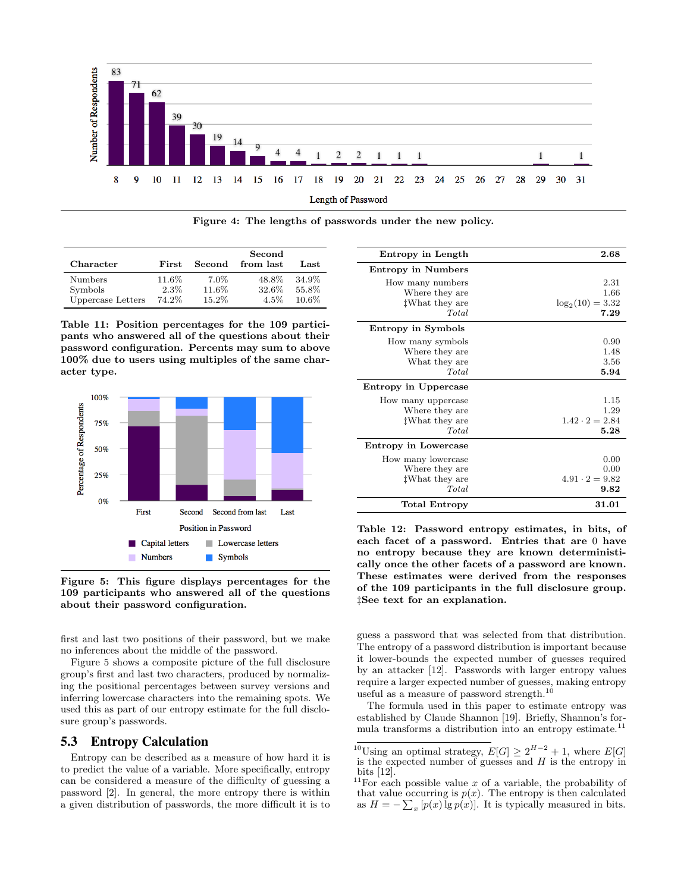Figure 4: The lengths of passwords under the new policy.

| Character | First | Second | Second from last | Last |
|---|---|---|---|---|
| Numbers | 11.6% | 7.0% | 48.8% | 34.9% |
| Symbols | 2.3% | 11.6% | 32.6% | 55.8% |
| Uppercase Letters | 74.2% | 15.2% | 4.5% | 10.6% |

**Table 11: Position percentages for the 109 participants who answered all of the questions about their password configuration. Percents may sum to above 100% due to users using multiples of the same character type.**

Figure 5: This figure displays percentages for the 109 participants who answered all of the questions about their password configuration.

first and last two positions of their password, but we make no inferences about the middle of the password.

Figure 5 shows a composite picture of the full disclosure group's first and last two characters, produced by normalizing the positional percentages between survey versions and inferring lowercase characters into the remaining spots. We used this as part of our entropy estimate for the full disclosure group's passwords.

## 5.3 Entropy Calculation

Entropy can be described as a measure of how hard it is to predict the value of a variable. More specifically, entropy can be considered a measure of the difficulty of guessing a password [2]. In general, the more entropy there is within a given distribution of passwords, the more difficult it is to guess a password that was selected from that distribution. The entropy of a password distribution is important because it lower-bounds the expected number of guesses required by an attacker [12]. Passwords with larger entropy values require a larger expected number of guesses, making entropy useful as a measure of password strength.[10]

The formula used in this paper to estimate entropy was established by Claude Shannon [19]. Briefly, Shannon's formula transforms a distribution into an entropy estimate.[11]

| | |
|---|---|
| **Entropy in Length** | **2.68** |
| **Entropy in Numbers** | |
| How many numbers | 2.31 |
| Where they are | 1.66 |
| ‡What they are | $\log_2(10) = 3.32$ |
| *Total* | **7.29** |
| **Entropy in Symbols** | |
| How many symbols | 0.90 |
| Where they are | 1.48 |
| What they are | 3.56 |
| *Total* | **5.94** |
| **Entropy in Uppercase** | |
| How many uppercase | 1.15 |
| Where they are | 1.29 |
| ‡What they are | $1.42 \cdot 2 = 2.84$ |
| *Total* | **5.28** |
| **Entropy in Lowercase** | |
| How many lowercase | 0.00 |
| Where they are | 0.00 |
| ‡What they are | $4.91 \cdot 2 = 9.82$ |
| *Total* | **9.82** |
| **Total Entropy** | **31.01** |

**Table 12: Password entropy estimates, in bits, of each facet of a password. Entries that are 0 have no entropy because they are known deterministically once the other facets of a password are known. These estimates were derived from the responses of the 109 participants in the full disclosure group. ‡See text for an explanation.**

[10] Using an optimal strategy, $E[G] \geq 2^{H-2} + 1$, where $E[G]$ is the expected number of guesses and $H$ is the entropy in bits [12].

[11] For each possible value $x$ of a variable, the probability of that value occurring is $p(x)$. The entropy is then calculated as $H = -\sum_x [p(x) \lg p(x)]$. It is typically measured in bits.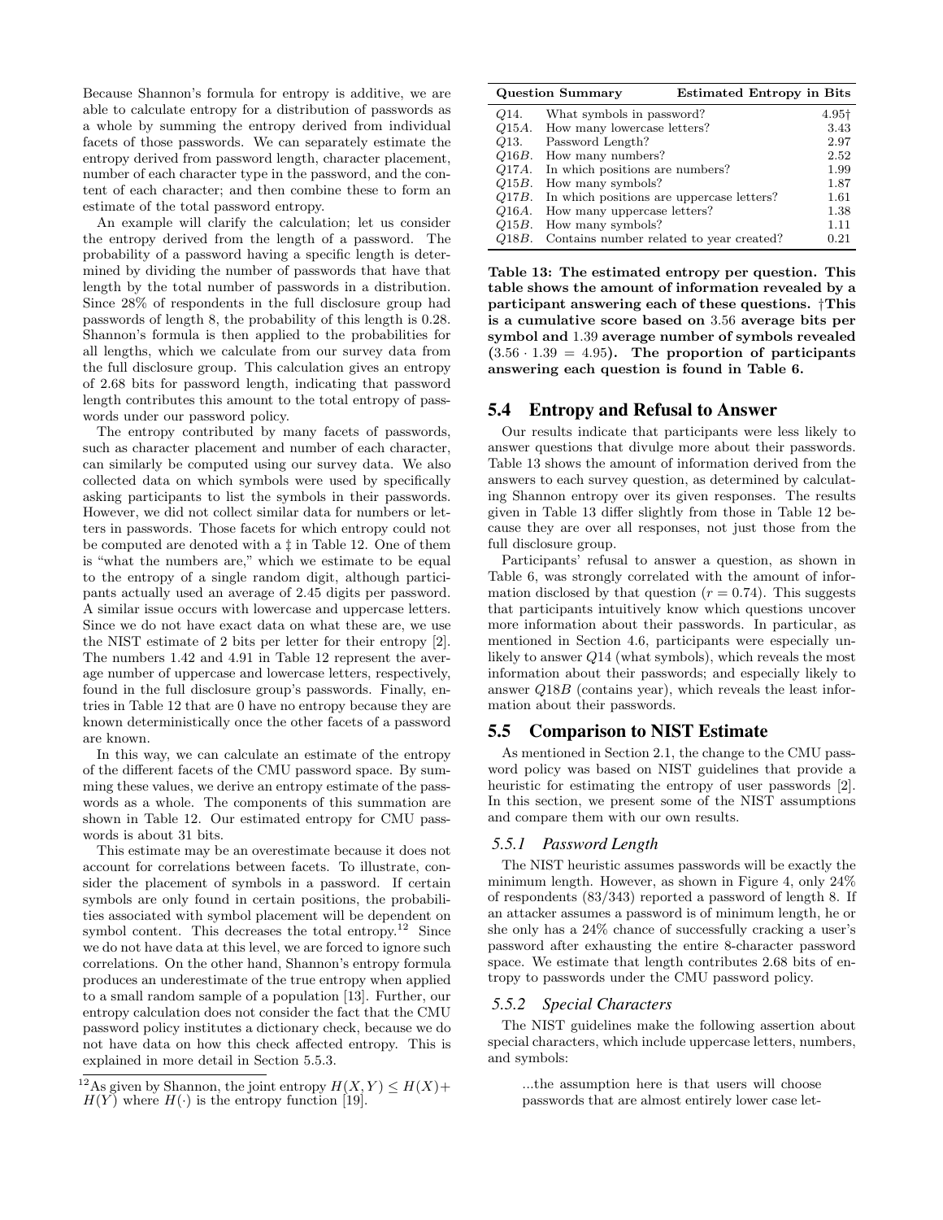Because Shannon's formula for entropy is additive, we are able to calculate entropy for a distribution of passwords as a whole by summing the entropy derived from individual facets of those passwords. We can separately estimate the entropy derived from password length, character placement, number of each character type in the password, and the content of each character; and then combine these to form an estimate of the total password entropy.

An example will clarify the calculation; let us consider the entropy derived from the length of a password. The probability of a password having a specific length is determined by dividing the number of passwords that have that length by the total number of passwords in a distribution. Since 28% of respondents in the full disclosure group had passwords of length 8, the probability of this length is 0.28. Shannon's formula is then applied to the probabilities for all lengths, which we calculate from our survey data from the full disclosure group. This calculation gives an entropy of 2.68 bits for password length, indicating that password length contributes this amount to the total entropy of passwords under our password policy.

The entropy contributed by many facets of passwords, such as character placement and number of each character, can similarly be computed using our survey data. We also collected data on which symbols were used by specifically asking participants to list the symbols in their passwords. However, we did not collect similar data for numbers or letters in passwords. Those facets for which entropy could not be computed are denoted with a ‡ in Table 12. One of them is "what the numbers are," which we estimate to be equal to the entropy of a single random digit, although participants actually used an average of 2.45 digits per password. A similar issue occurs with lowercase and uppercase letters. Since we do not have exact data on what these are, we use the NIST estimate of 2 bits per letter for their entropy [2]. The numbers 1.42 and 4.91 in Table 12 represent the average number of uppercase and lowercase letters, respectively, found in the full disclosure group's passwords. Finally, entries in Table 12 that are 0 have no entropy because they are known deterministically once the other facets of a password are known.

In this way, we can calculate an estimate of the entropy of the different facets of the CMU password space. By summing these values, we derive an entropy estimate of the passwords as a whole. The components of this summation are shown in Table 12. Our estimated entropy for CMU passwords is about 31 bits.

This estimate may be an overestimate because it does not account for correlations between facets. To illustrate, consider the placement of symbols in a password. If certain symbols are only found in certain positions, the probabilities associated with symbol placement will be dependent on symbol content. This decreases the total entropy.[12] Since we do not have data at this level, we are forced to ignore such correlations. On the other hand, Shannon's entropy formula produces an underestimate of the true entropy when applied to a small random sample of a population [13]. Further, our entropy calculation does not consider the fact that the CMU password policy institutes a dictionary check, because we do not have data on how this check affected entropy. This is explained in more detail in Section 5.5.3.

[12] As given by Shannon, the joint entropy $H(X, Y) \leq H(X) + H(Y)$ where $H(\cdot)$ is the entropy function [19].

| | Question Summary | Estimated Entropy in Bits |
|---|---|---|
| $Q14.$ | What symbols in password? | 4.95† |
| $Q15A.$ | How many lowercase letters? | 3.43 |
| $Q13.$ | Password Length? | 2.97 |
| $Q16B.$ | How many numbers? | 2.52 |
| $Q17A.$ | In which positions are numbers? | 1.99 |
| $Q15B.$ | How many symbols? | 1.87 |
| $Q17B.$ | In which positions are uppercase letters? | 1.61 |
| $Q16A.$ | How many uppercase letters? | 1.38 |
| $Q15B.$ | How many symbols? | 1.11 |
| $Q18B.$ | Contains number related to year created? | 0.21 |

**Table 13: The estimated entropy per question. This table shows the amount of information revealed by a participant answering each of these questions. †This is a cumulative score based on 3.56 average bits per symbol and 1.39 average number of symbols revealed ($3.56 \cdot 1.39 = 4.95$). The proportion of participants answering each question is found in Table 6.**

## 5.4 Entropy and Refusal to Answer

Our results indicate that participants were less likely to answer questions that divulge more about their passwords. Table 13 shows the amount of information derived from the answers to each survey question, as determined by calculating Shannon entropy over its given responses. The results given in Table 13 differ slightly from those in Table 12 because they are over all responses, not just those from the full disclosure group.

Participants' refusal to answer a question, as shown in Table 6, was strongly correlated with the amount of information disclosed by that question ($r = 0.74$). This suggests that participants intuitively know which questions uncover more information about their passwords. In particular, as mentioned in Section 4.6, participants were especially unlikely to answer $Q14$ (what symbols), which reveals the most information about their passwords; and especially likely to answer $Q18B$ (contains year), which reveals the least information about their passwords.

## 5.5 Comparison to NIST Estimate

As mentioned in Section 2.1, the change to the CMU password policy was based on NIST guidelines that provide a heuristic for estimating the entropy of user passwords [2]. In this section, we present some of the NIST assumptions and compare them with our own results.

### 5.5.1 Password Length

The NIST heuristic assumes passwords will be exactly the minimum length. However, as shown in Figure 4, only 24% of respondents (83/343) reported a password of length 8. If an attacker assumes a password is of minimum length, he or she only has a 24% chance of successfully cracking a user's password after exhausting the entire 8-character password space. We estimate that length contributes 2.68 bits of entropy to passwords under the CMU password policy.

### 5.5.2 Special Characters

The NIST guidelines make the following assertion about special characters, which include uppercase letters, numbers, and symbols:

> ...the assumption here is that users will choose passwords that are almost entirely lower case let-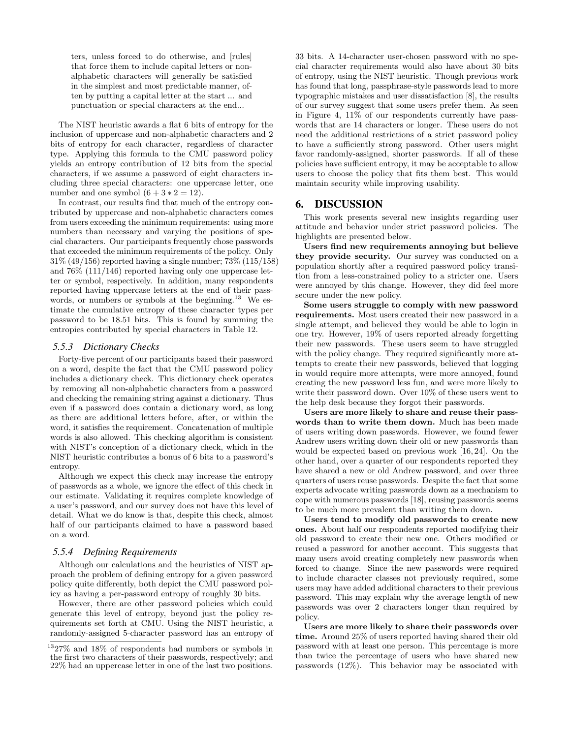ters, unless forced to do otherwise, and [rules] that force them to include capital letters or non-alphabetic characters will generally be satisfied in the simplest and most predictable manner, often by putting a capital letter at the start ... and punctuation or special characters at the end...

The NIST heuristic awards a flat 6 bits of entropy for the inclusion of uppercase and non-alphabetic characters and 2 bits of entropy for each character, regardless of character type. Applying this formula to the CMU password policy yields an entropy contribution of 12 bits from the special characters, if we assume a password of eight characters including three special characters: one uppercase letter, one number and one symbol ($6 + 3 * 2 = 12$).

In contrast, our results find that much of the entropy contributed by uppercase and non-alphabetic characters comes from users exceeding the minimum requirements: using more numbers than necessary and varying the positions of special characters. Our participants frequently chose passwords that exceeded the minimum requirements of the policy. Only 31% (49/156) reported having a single number; 73% (115/158) and 76% (111/146) reported having only one uppercase letter or symbol, respectively. In addition, many respondents reported having uppercase letters at the end of their passwords, or numbers or symbols at the beginning.[13] We estimate the cumulative entropy of these character types per password to be 18.51 bits. This is found by summing the entropies contributed by special characters in Table 12.

### 5.5.3 Dictionary Checks

Forty-five percent of our participants based their password on a word, despite the fact that the CMU password policy includes a dictionary check. This dictionary check operates by removing all non-alphabetic characters from a password and checking the remaining string against a dictionary. Thus even if a password does contain a dictionary word, as long as there are additional letters before, after, or within the word, it satisfies the requirement. Concatenation of multiple words is also allowed. This checking algorithm is consistent with NIST's conception of a dictionary check, which in the NIST heuristic contributes a bonus of 6 bits to a password's entropy.

Although we expect this check may increase the entropy of passwords as a whole, we ignore the effect of this check in our estimate. Validating it requires complete knowledge of a user's password, and our survey does not have this level of detail. What we do know is that, despite this check, almost half of our participants claimed to have a password based on a word.

### 5.5.4 Defining Requirements

Although our calculations and the heuristics of NIST approach the problem of defining entropy for a given password policy quite differently, both depict the CMU password policy as having a per-password entropy of roughly 30 bits.

However, there are other password policies which could generate this level of entropy, beyond just the policy requirements set forth at CMU. Using the NIST heuristic, a randomly-assigned 5-character password has an entropy of 33 bits. A 14-character user-chosen password with no special character requirements would also have about 30 bits of entropy, using the NIST heuristic. Though previous work has found that long, passphrase-style passwords lead to more typographic mistakes and user dissatisfaction [8], the results of our survey suggest that some users prefer them. As seen in Figure 4, 11% of our respondents currently have passwords that are 14 characters or longer. These users do not need the additional restrictions of a strict password policy to have a sufficiently strong password. Other users might favor randomly-assigned, shorter passwords. If all of these policies have sufficient entropy, it may be acceptable to allow users to choose the policy that fits them best. This would maintain security while improving usability.

[13] 27% and 18% of respondents had numbers or symbols in the first two characters of their passwords, respectively; and 22% had an uppercase letter in one of the last two positions.

## 6. DISCUSSION

This work presents several new insights regarding user attitude and behavior under strict password policies. The highlights are presented below.

**Users find new requirements annoying but believe they provide security.** Our survey was conducted on a population shortly after a required password policy transition from a less-constrained policy to a stricter one. Users were annoyed by this change. However, they did feel more secure under the new policy.

**Some users struggle to comply with new password requirements.** Most users created their new password in a single attempt, and believed they would be able to login in one try. However, 19% of users reported already forgetting their new passwords. These users seem to have struggled with the policy change. They required significantly more attempts to create their new passwords, believed that logging in would require more attempts, were more annoyed, found creating the new password less fun, and were more likely to write their password down. Over 10% of these users went to the help desk because they forgot their passwords.

**Users are more likely to share and reuse their passwords than to write them down.** Much has been made of users writing down passwords. However, we found fewer Andrew users writing down their old or new passwords than would be expected based on previous work [16, 24]. On the other hand, over a quarter of our respondents reported they have shared a new or old Andrew password, and over three quarters of users reuse passwords. Despite the fact that some experts advocate writing passwords down as a mechanism to cope with numerous passwords [18], reusing passwords seems to be much more prevalent than writing them down.

**Users tend to modify old passwords to create new ones.** About half our respondents reported modifying their old password to create their new one. Others modified or reused a password for another account. This suggests that many users avoid creating completely new passwords when forced to change. Since the new passwords were required to include character classes not previously required, some users may have added additional characters to their previous password. This may explain why the average length of new passwords was over 2 characters longer than required by policy.

**Users are more likely to share their passwords over time.** Around 25% of users reported having shared their old password with at least one person. This percentage is more than twice the percentage of users who have shared new passwords (12%). This behavior may be associated with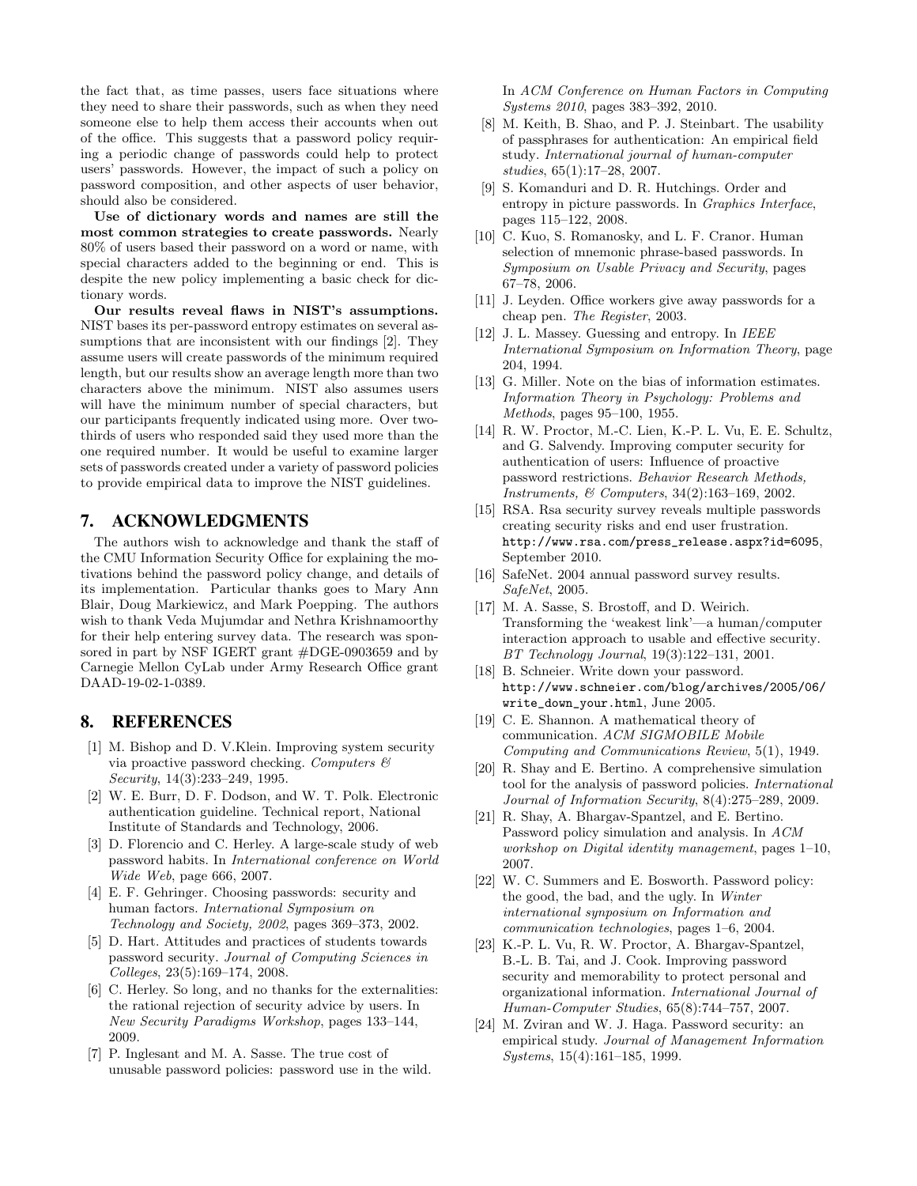the fact that, as time passes, users face situations where they need to share their passwords, such as when they need someone else to help them access their accounts when out of the office. This suggests that a password policy requiring a periodic change of passwords could help to protect users' passwords. However, the impact of such a policy on password composition, and other aspects of user behavior, should also be considered.

**Use of dictionary words and names are still the most common strategies to create passwords.** Nearly 80% of users based their password on a word or name, with special characters added to the beginning or end. This is despite the new policy implementing a basic check for dictionary words.

**Our results reveal flaws in NIST's assumptions.** NIST bases its per-password entropy estimates on several assumptions that are inconsistent with our findings [2]. They assume users will create passwords of the minimum required length, but our results show an average length more than two characters above the minimum. NIST also assumes users will have the minimum number of special characters, but our participants frequently indicated using more. Over two-thirds of users who responded said they used more than the one required number. It would be useful to examine larger sets of passwords created under a variety of password policies to provide empirical data to improve the NIST guidelines.

## 7. ACKNOWLEDGMENTS

The authors wish to acknowledge and thank the staff of the CMU Information Security Office for explaining the motivations behind the password policy change, and details of its implementation. Particular thanks goes to Mary Ann Blair, Doug Markiewicz, and Mark Poepping. The authors wish to thank Veda Mujumdar and Nethra Krishnamoorthy for their help entering survey data. The research was sponsored in part by NSF IGERT grant #DGE-0903659 and by Carnegie Mellon CyLab under Army Research Office grant DAAD-19-02-1-0389.

## 8. REFERENCES

[1] M. Bishop and D. V.Klein. Improving system security via proactive password checking. *Computers & Security*, 14(3):233–249, 1995.

[2] W. E. Burr, D. F. Dodson, and W. T. Polk. Electronic authentication guideline. Technical report, National Institute of Standards and Technology, 2006.

[3] D. Florencio and C. Herley. A large-scale study of web password habits. In *International conference on World Wide Web*, page 666, 2007.

[4] E. F. Gehringer. Choosing passwords: security and human factors. *International Symposium on Technology and Society, 2002*, pages 369–373, 2002.

[5] D. Hart. Attitudes and practices of students towards password security. *Journal of Computing Sciences in Colleges*, 23(5):169–174, 2008.

[6] C. Herley. So long, and no thanks for the externalities: the rational rejection of security advice by users. In *New Security Paradigms Workshop*, pages 133–144, 2009.

[7] P. Inglesant and M. A. Sasse. The true cost of unusable password policies: password use in the wild. In *ACM Conference on Human Factors in Computing Systems 2010*, pages 383–392, 2010.

[8] M. Keith, B. Shao, and P. J. Steinbart. The usability of passphrases for authentication: An empirical field study. *International journal of human-computer studies*, 65(1):17–28, 2007.

[9] S. Komanduri and D. R. Hutchings. Order and entropy in picture passwords. In *Graphics Interface*, pages 115–122, 2008.

[10] C. Kuo, S. Romanosky, and L. F. Cranor. Human selection of mnemonic phrase-based passwords. In *Symposium on Usable Privacy and Security*, pages 67–78, 2006.

[11] J. Leyden. Office workers give away passwords for a cheap pen. *The Register*, 2003.

[12] J. L. Massey. Guessing and entropy. In *IEEE International Symposium on Information Theory*, page 204, 1994.

[13] G. Miller. Note on the bias of information estimates. *Information Theory in Psychology: Problems and Methods*, pages 95–100, 1955.

[14] R. W. Proctor, M.-C. Lien, K.-P. L. Vu, E. E. Schultz, and G. Salvendy. Improving computer security for authentication of users: Influence of proactive password restrictions. *Behavior Research Methods, Instruments, & Computers*, 34(2):163–169, 2002.

[15] RSA. Rsa security survey reveals multiple passwords creating security risks and end user frustration. `http://www.rsa.com/press_release.aspx?id=6095`, September 2010.

[16] SafeNet. 2004 annual password survey results. *SafeNet*, 2005.

[17] M. A. Sasse, S. Brostoff, and D. Weirich. Transforming the 'weakest link'—a human/computer interaction approach to usable and effective security. *BT Technology Journal*, 19(3):122–131, 2001.

[18] B. Schneier. Write down your password. `http://www.schneier.com/blog/archives/2005/06/write_down_your.html`, June 2005.

[19] C. E. Shannon. A mathematical theory of communication. *ACM SIGMOBILE Mobile Computing and Communications Review*, 5(1), 1949.

[20] R. Shay and E. Bertino. A comprehensive simulation tool for the analysis of password policies. *International Journal of Information Security*, 8(4):275–289, 2009.

[21] R. Shay, A. Bhargav-Spantzel, and E. Bertino. Password policy simulation and analysis. In *ACM workshop on Digital identity management*, pages 1–10, 2007.

[22] W. C. Summers and E. Bosworth. Password policy: the good, the bad, and the ugly. In *Winter international synposium on Information and communication technologies*, pages 1–6, 2004.

[23] K.-P. L. Vu, R. W. Proctor, A. Bhargav-Spantzel, B.-L. B. Tai, and J. Cook. Improving password security and memorability to protect personal and organizational information. *International Journal of Human-Computer Studies*, 65(8):744–757, 2007.

[24] M. Zviran and W. J. Haga. Password security: an empirical study. *Journal of Management Information Systems*, 15(4):161–185, 1999.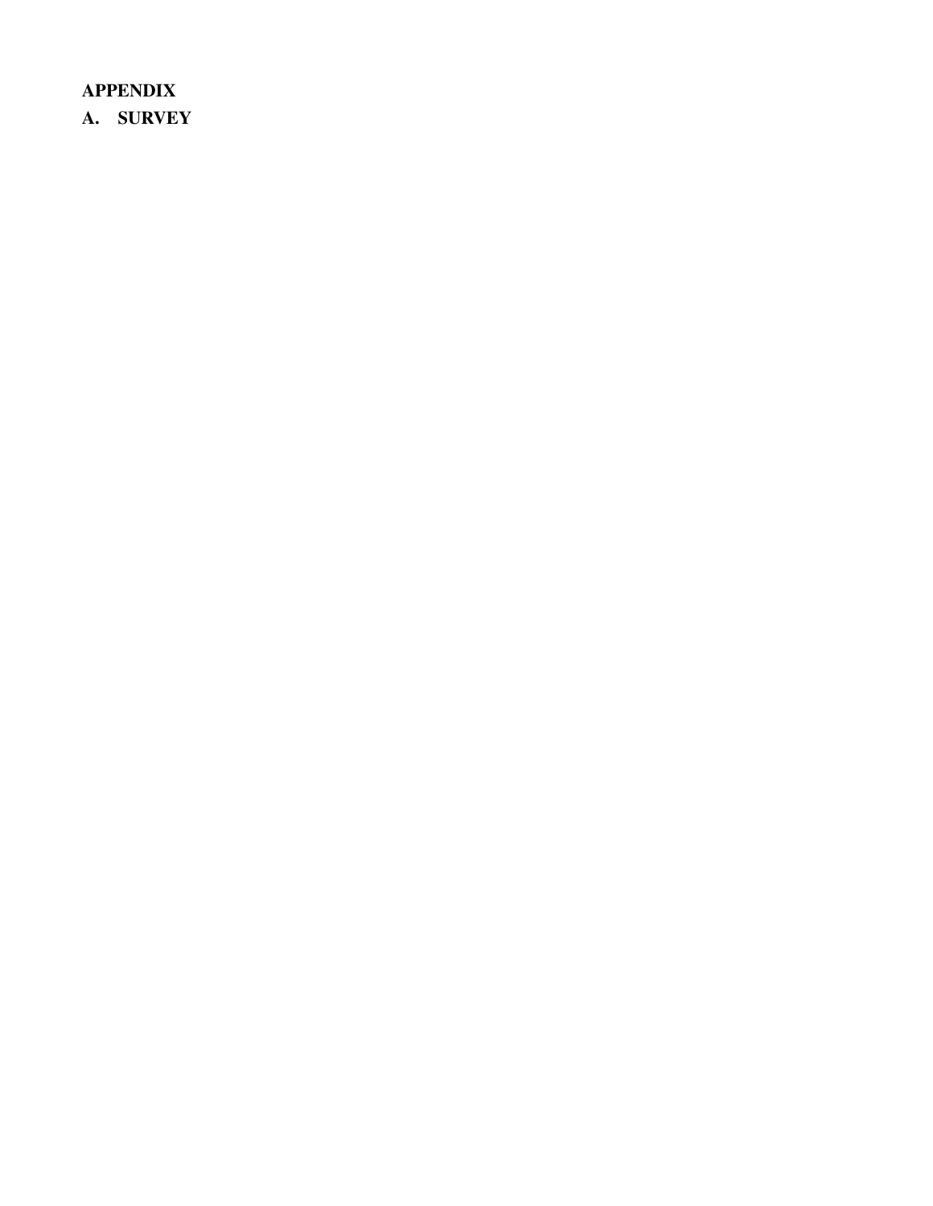# APPENDIX

## A. SURVEY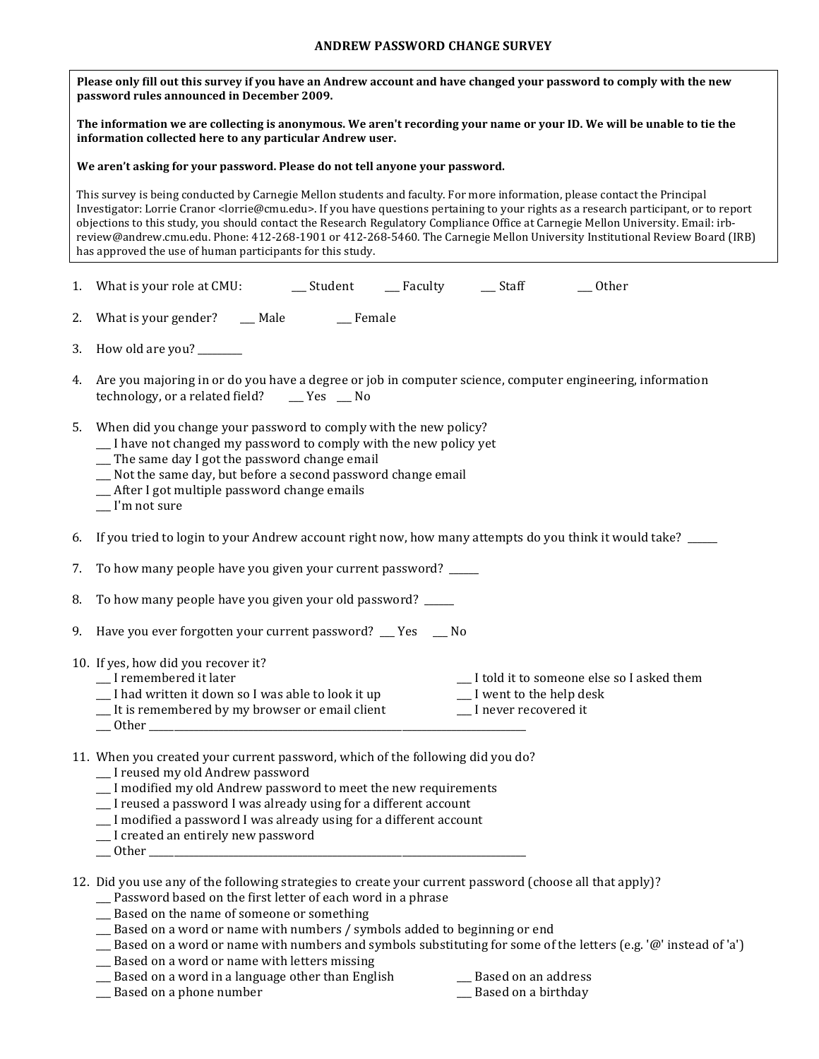## ANDREW PASSWORD CHANGE SURVEY

**Please only fill out this survey if you have an Andrew account and have changed your password to comply with the new password rules announced in December 2009.**

**The information we are collecting is anonymous. We aren't recording your name or your ID. We will be unable to tie the information collected here to any particular Andrew user.**

**We aren't asking for your password. Please do not tell anyone your password.**

This survey is being conducted by Carnegie Mellon students and faculty. For more information, please contact the Principal Investigator: Lorrie Cranor <lorrie@cmu.edu>. If you have questions pertaining to your rights as a research participant, or to report objections to this study, you should contact the Research Regulatory Compliance Office at Carnegie Mellon University. Email: irb-review@andrew.cmu.edu. Phone: 412-268-1901 or 412-268-5460. The Carnegie Mellon University Institutional Review Board (IRB) has approved the use of human participants for this study.

1. What is your role at CMU: ___ Student ___ Faculty ___ Staff ___ Other

2. What is your gender? ___ Male ___ Female

3. How old are you? _________

4. Are you majoring in or do you have a degree or job in computer science, computer engineering, information technology, or a related field? ___ Yes ___ No

5. When did you change your password to comply with the new policy?
   ___ I have not changed my password to comply with the new policy yet
   ___ The same day I got the password change email
   ___ Not the same day, but before a second password change email
   ___ After I got multiple password change emails
   ___ I'm not sure

6. If you tried to login to your Andrew account right now, how many attempts do you think it would take? ______

7. To how many people have you given your current password? ______

8. To how many people have you given your old password? ______

9. Have you ever forgotten your current password? ___ Yes ___ No

10. If yes, how did you recover it?
    ___ I remembered it later
    ___ I had written it down so I was able to look it up
    ___ It is remembered by my browser or email client
    ___ I told it to someone else so I asked them
    ___ I went to the help desk
    ___ I never recovered it
    ___ Other ____________________________________________

11. When you created your current password, which of the following did you do?
    ___ I reused my old Andrew password
    ___ I modified my old Andrew password to meet the new requirements
    ___ I reused a password I was already using for a different account
    ___ I modified a password I was already using for a different account
    ___ I created an entirely new password
    ___ Other ____________________________________________

12. Did you use any of the following strategies to create your current password (choose all that apply)?
    ___ Password based on the first letter of each word in a phrase
    ___ Based on the name of someone or something
    ___ Based on a word or name with numbers / symbols added to beginning or end
    ___ Based on a word or name with numbers and symbols substituting for some of the letters (e.g. '@' instead of 'a')
    ___ Based on a word or name with letters missing
    ___ Based on a word in a language other than English
    ___ Based on a phone number
    ___ Based on an address
    ___ Based on a birthday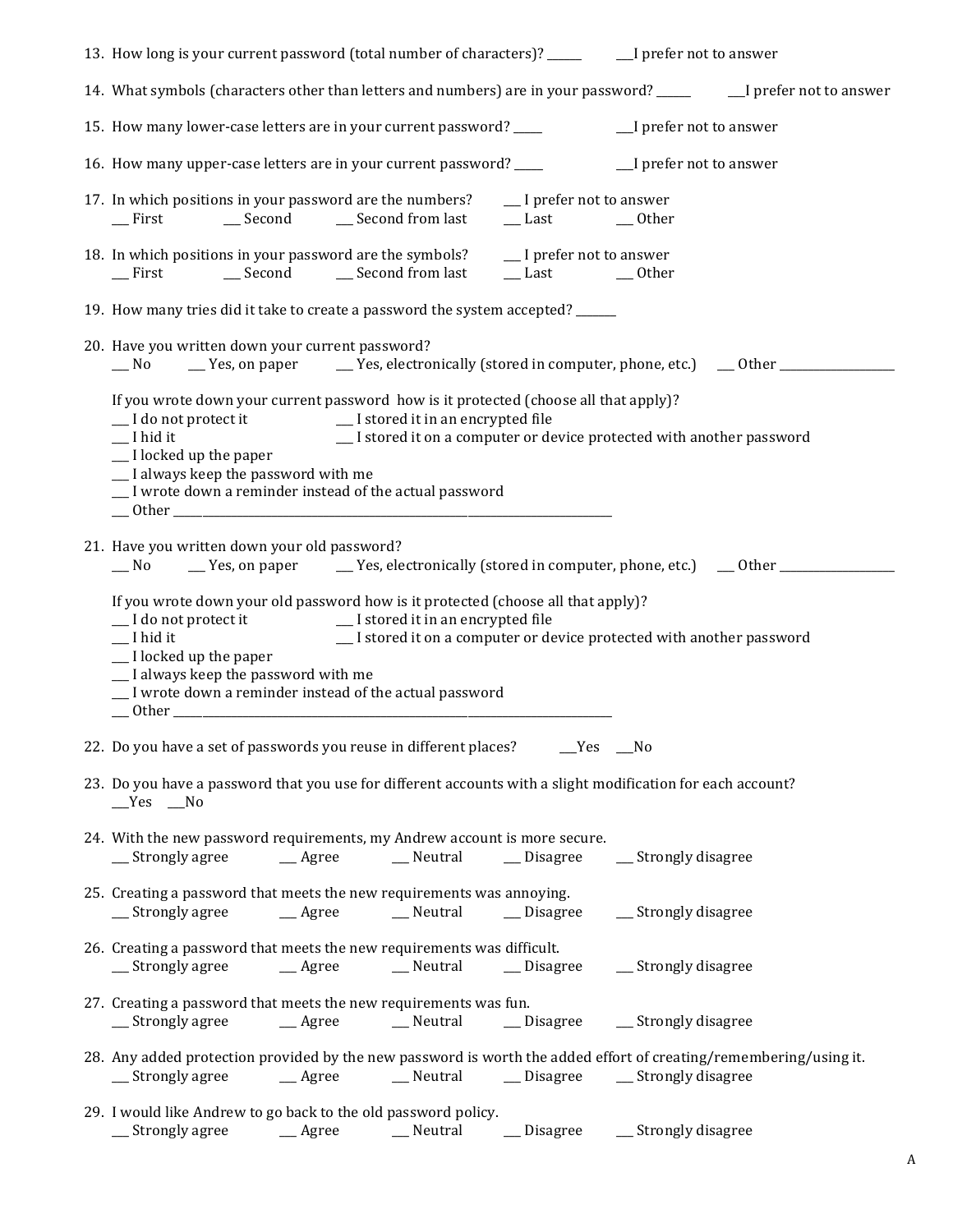13. How long is your current password (total number of characters)? ______ ___I prefer not to answer

14. What symbols (characters other than letters and numbers) are in your password? ______ ___I prefer not to answer

15. How many lower-case letters are in your current password? _____ ___I prefer not to answer

16. How many upper-case letters are in your current password? _____ ___I prefer not to answer

17. In which positions in your password are the numbers? ___ I prefer not to answer
    ___ First ___ Second ___ Second from last ___ Last ___ Other

18. In which positions in your password are the symbols? ___ I prefer not to answer
    ___ First ___ Second ___ Second from last ___ Last ___ Other

19. How many tries did it take to create a password the system accepted? _______

20. Have you written down your current password?
    ___ No ___ Yes, on paper ___ Yes, electronically (stored in computer, phone, etc.) ___ Other ___________________

    If you wrote down your current password how is it protected (choose all that apply)?
    ___ I do not protect it ___ I stored it in an encrypted file
    ___ I hid it ___ I stored it on a computer or device protected with another password
    ___ I locked up the paper
    ___ I always keep the password with me
    ___ I wrote down a reminder instead of the actual password
    ___ Other ___________________________________________________________________________

21. Have you written down your old password?
    ___ No ___ Yes, on paper ___ Yes, electronically (stored in computer, phone, etc.) ___ Other ___________________

    If you wrote down your old password how is it protected (choose all that apply)?
    ___ I do not protect it ___ I stored it in an encrypted file
    ___ I hid it ___ I stored it on a computer or device protected with another password
    ___ I locked up the paper
    ___ I always keep the password with me
    ___ I wrote down a reminder instead of the actual password
    ___ Other ___________________________________________________________________________

22. Do you have a set of passwords you reuse in different places? ___Yes ___No

23. Do you have a password that you use for different accounts with a slight modification for each account?
    ___Yes ___No

24. With the new password requirements, my Andrew account is more secure.
    ___ Strongly agree ___ Agree ___ Neutral ___ Disagree ___ Strongly disagree

25. Creating a password that meets the new requirements was annoying.
    ___ Strongly agree ___ Agree ___ Neutral ___ Disagree ___ Strongly disagree

26. Creating a password that meets the new requirements was difficult.
    ___ Strongly agree ___ Agree ___ Neutral ___ Disagree ___ Strongly disagree

27. Creating a password that meets the new requirements was fun.
    ___ Strongly agree ___ Agree ___ Neutral ___ Disagree ___ Strongly disagree

28. Any added protection provided by the new password is worth the added effort of creating/remembering/using it.
    ___ Strongly agree ___ Agree ___ Neutral ___ Disagree ___ Strongly disagree

29. I would like Andrew to go back to the old password policy.
    ___ Strongly agree ___ Agree ___ Neutral ___ Disagree ___ Strongly disagree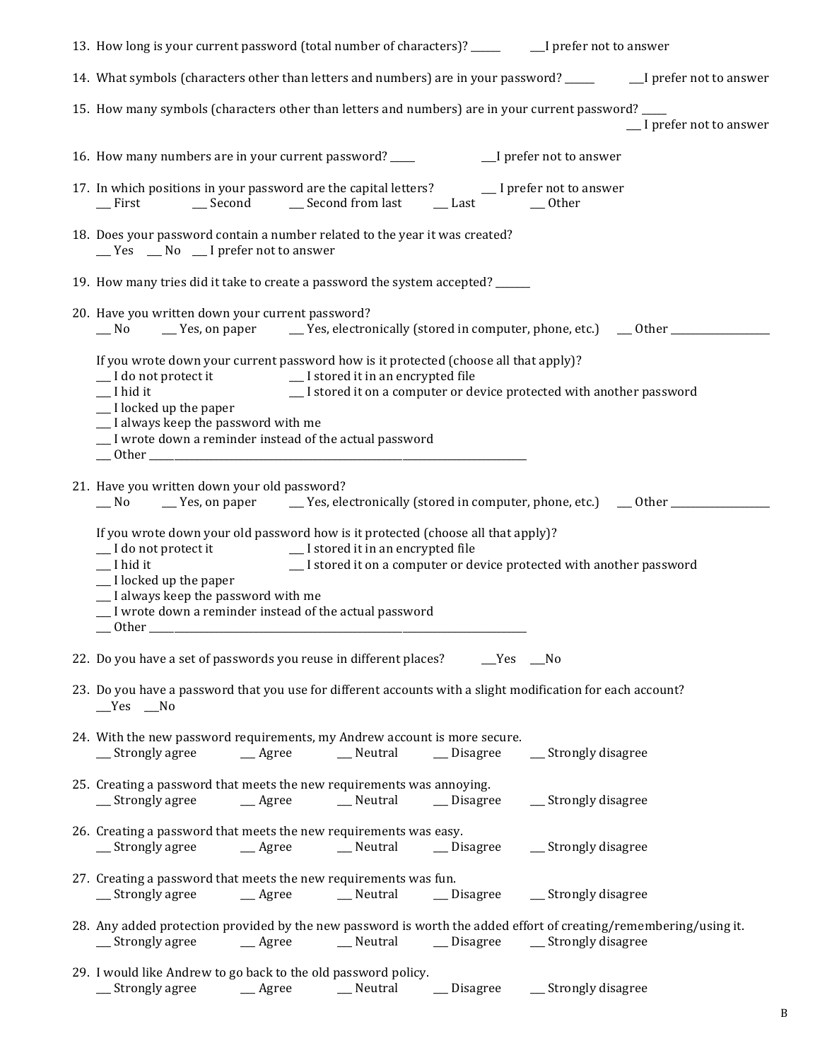13. How long is your current password (total number of characters)? ______ ___I prefer not to answer

14. What symbols (characters other than letters and numbers) are in your password? ______ ___I prefer not to answer

15. How many symbols (characters other than letters and numbers) are in your current password? _____ ___ I prefer not to answer

16. How many numbers are in your current password? _____ ___I prefer not to answer

17. In which positions in your password are the capital letters? ___ I prefer not to answer
    ___ First ___ Second ___ Second from last ___ Last ___ Other

18. Does your password contain a number related to the year it was created?
    ___ Yes ___ No ___ I prefer not to answer

19. How many tries did it take to create a password the system accepted? _______

20. Have you written down your current password?
    ___ No ___ Yes, on paper ___ Yes, electronically (stored in computer, phone, etc.) ___ Other ___________________

    If you wrote down your current password how is it protected (choose all that apply)?
    ___ I do not protect it
    ___ I stored it in an encrypted file
    ___ I hid it
    ___ I stored it on a computer or device protected with another password
    ___ I locked up the paper
    ___ I always keep the password with me
    ___ I wrote down a reminder instead of the actual password
    ___ Other ________________________________________________

21. Have you written down your old password?
    ___ No ___ Yes, on paper ___ Yes, electronically (stored in computer, phone, etc.) ___ Other ___________________

    If you wrote down your old password how is it protected (choose all that apply)?
    ___ I do not protect it
    ___ I stored it in an encrypted file
    ___ I hid it
    ___ I stored it on a computer or device protected with another password
    ___ I locked up the paper
    ___ I always keep the password with me
    ___ I wrote down a reminder instead of the actual password
    ___ Other ________________________________________________

22. Do you have a set of passwords you reuse in different places? ___Yes ___No

23. Do you have a password that you use for different accounts with a slight modification for each account?
    ___Yes ___No

24. With the new password requirements, my Andrew account is more secure.
    ___ Strongly agree ___ Agree ___ Neutral ___ Disagree ___ Strongly disagree

25. Creating a password that meets the new requirements was annoying.
    ___ Strongly agree ___ Agree ___ Neutral ___ Disagree ___ Strongly disagree

26. Creating a password that meets the new requirements was easy.
    ___ Strongly agree ___ Agree ___ Neutral ___ Disagree ___ Strongly disagree

27. Creating a password that meets the new requirements was fun.
    ___ Strongly agree ___ Agree ___ Neutral ___ Disagree ___ Strongly disagree

28. Any added protection provided by the new password is worth the added effort of creating/remembering/using it.
    ___ Strongly agree ___ Agree ___ Neutral ___ Disagree ___ Strongly disagree

29. I would like Andrew to go back to the old password policy.
    ___ Strongly agree ___ Agree ___ Neutral ___ Disagree ___ Strongly disagree

B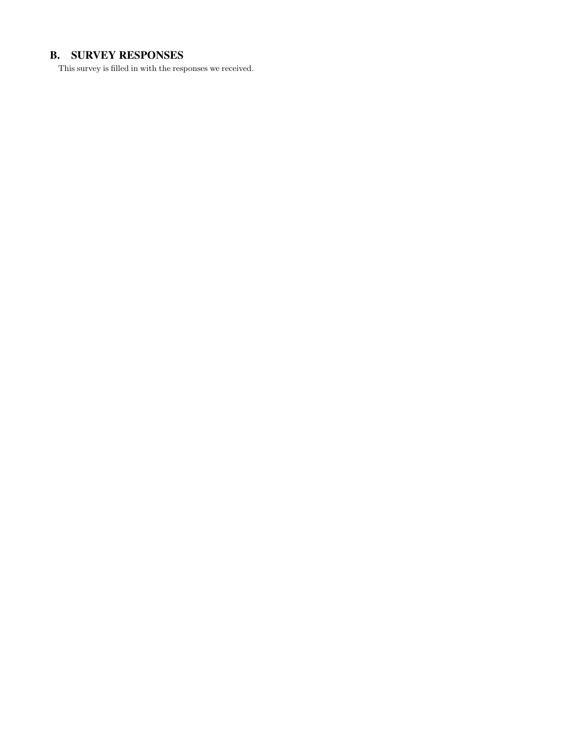## B. SURVEY RESPONSES

This survey is filled in with the responses we received.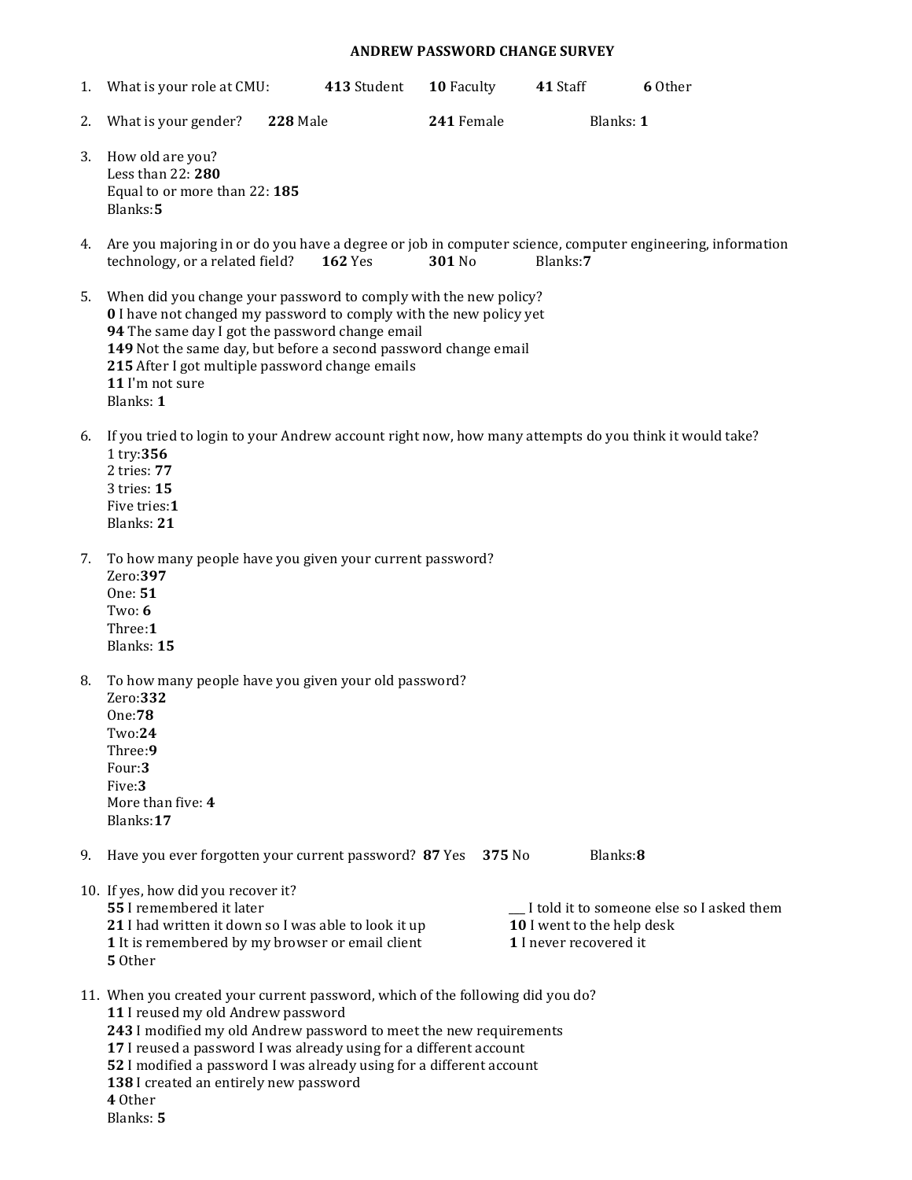## ANDREW PASSWORD CHANGE SURVEY

1. What is your role at CMU: **413** Student **10** Faculty **41** Staff **6** Other

2. What is your gender? **228** Male **241** Female Blanks: **1**

3. How old are you?
   Less than 22: **280**
   Equal to or more than 22: **185**
   Blanks:**5**

4. Are you majoring in or do you have a degree or job in computer science, computer engineering, information technology, or a related field? **162** Yes **301** No Blanks:**7**

5. When did you change your password to comply with the new policy?
   **0** I have not changed my password to comply with the new policy yet
   **94** The same day I got the password change email
   **149** Not the same day, but before a second password change email
   **215** After I got multiple password change emails
   **11** I'm not sure
   Blanks: **1**

6. If you tried to login to your Andrew account right now, how many attempts do you think it would take?
   1 try:**356**
   2 tries: **77**
   3 tries: **15**
   Five tries:**1**
   Blanks: **21**

7. To how many people have you given your current password?
   Zero:**397**
   One: **51**
   Two: **6**
   Three:**1**
   Blanks: **15**

8. To how many people have you given your old password?
   Zero:**332**
   One:**78**
   Two:**24**
   Three:**9**
   Four:**3**
   Five:**3**
   More than five: **4**
   Blanks:**17**

9. Have you ever forgotten your current password? **87** Yes **375** No Blanks:**8**

10. If yes, how did you recover it?
    **55** I remembered it later
    **21** I had written it down so I was able to look it up
    **1** It is remembered by my browser or email client
    **5** Other
    ___ I told it to someone else so I asked them
    **10** I went to the help desk
    **1** I never recovered it

11. When you created your current password, which of the following did you do?
    **11** I reused my old Andrew password
    **243** I modified my old Andrew password to meet the new requirements
    **17** I reused a password I was already using for a different account
    **52** I modified a password I was already using for a different account
    **138** I created an entirely new password
    **4** Other
    Blanks: **5**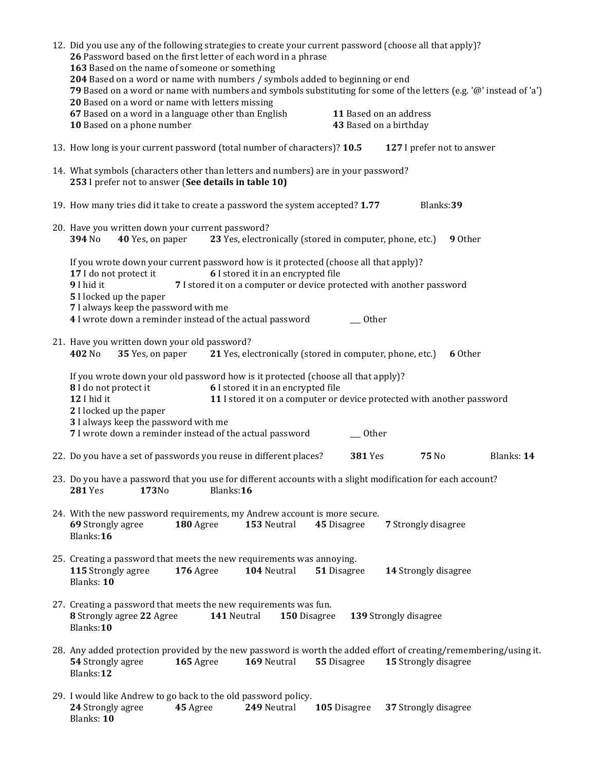12. Did you use any of the following strategies to create your current password (choose all that apply)?
    **26** Password based on the first letter of each word in a phrase
    **163** Based on the name of someone or something
    **204** Based on a word or name with numbers / symbols added to beginning or end
    **79** Based on a word or name with numbers and symbols substituting for some of the letters (e.g. '@' instead of 'a')
    **20** Based on a word or name with letters missing
    **67** Based on a word in a language other than English **11** Based on an address
    **10** Based on a phone number **43** Based on a birthday

13. How long is your current password (total number of characters)? **10.5** **127** I prefer not to answer

14. What symbols (characters other than letters and numbers) are in your password?
    **253** I prefer not to answer (**See details in table 10)**

19. How many tries did it take to create a password the system accepted? **1.77** Blanks:**39**

20. Have you written down your current password?
    **394** No **40** Yes, on paper **23** Yes, electronically (stored in computer, phone, etc.) **9** Other

    If you wrote down your current password how is it protected (choose all that apply)?
    **17** I do not protect it **6** I stored it in an encrypted file
    **9** I hid it **7** I stored it on a computer or device protected with another password
    **5** I locked up the paper
    **7** I always keep the password with me
    **4** I wrote down a reminder instead of the actual password ___ Other

21. Have you written down your old password?
    **402** No **35** Yes, on paper **21** Yes, electronically (stored in computer, phone, etc.) **6** Other

    If you wrote down your old password how is it protected (choose all that apply)?
    **8** I do not protect it **6** I stored it in an encrypted file
    **12** I hid it **11** I stored it on a computer or device protected with another password
    **2** I locked up the paper
    **3** I always keep the password with me
    **7** I wrote down a reminder instead of the actual password ___ Other

22. Do you have a set of passwords you reuse in different places? **381** Yes **75** No Blanks: **14**

23. Do you have a password that you use for different accounts with a slight modification for each account?
    **281** Yes **173**No Blanks:**16**

24. With the new password requirements, my Andrew account is more secure.
    **69** Strongly agree **180** Agree **153** Neutral **45** Disagree **7** Strongly disagree
    Blanks:**16**

25. Creating a password that meets the new requirements was annoying.
    **115** Strongly agree **176** Agree **104** Neutral **51** Disagree **14** Strongly disagree
    Blanks: **10**

27. Creating a password that meets the new requirements was fun.
    **8** Strongly agree **22** Agree **141** Neutral **150** Disagree **139** Strongly disagree
    Blanks:**10**

28. Any added protection provided by the new password is worth the added effort of creating/remembering/using it.
    **54** Strongly agree **165** Agree **169** Neutral **55** Disagree **15** Strongly disagree
    Blanks:**12**

29. I would like Andrew to go back to the old password policy.
    **24** Strongly agree **45** Agree **249** Neutral **105** Disagree **37** Strongly disagree
    Blanks: **10**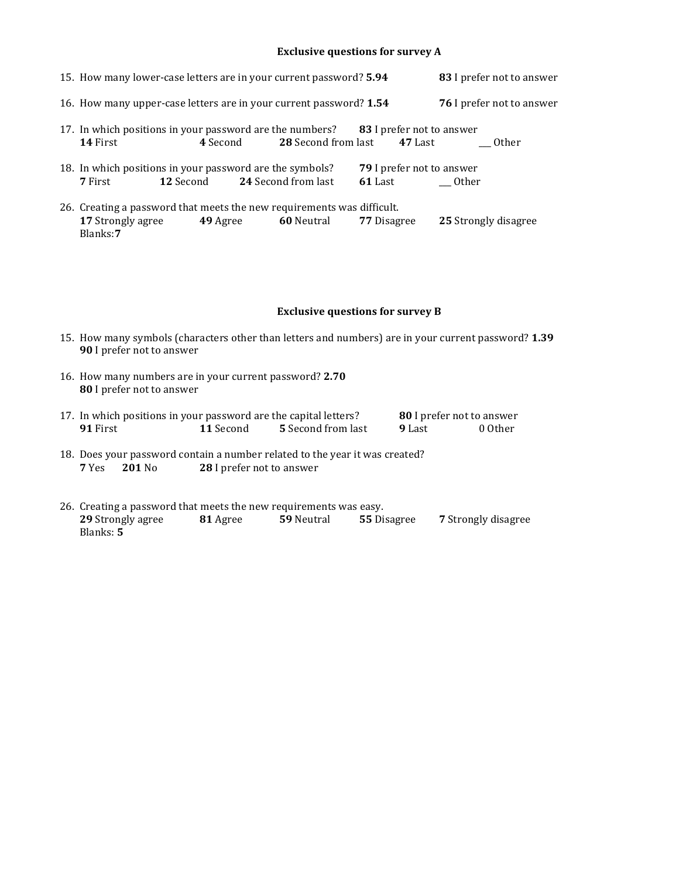### Exclusive questions for survey A

15. How many lower-case letters are in your current password? **5.94** **83** I prefer not to answer

16. How many upper-case letters are in your current password? **1.54** **76** I prefer not to answer

17. In which positions in your password are the numbers? **83** I prefer not to answer
    **14** First **4** Second **28** Second from last **47** Last ___ Other

18. In which positions in your password are the symbols? **79** I prefer not to answer
    **7** First **12** Second **24** Second from last **61** Last ___ Other

26. Creating a password that meets the new requirements was difficult.
    **17** Strongly agree **49** Agree **60** Neutral **77** Disagree **25** Strongly disagree
    Blanks:**7**

### Exclusive questions for survey B

15. How many symbols (characters other than letters and numbers) are in your current password? **1.39**
    **90** I prefer not to answer

16. How many numbers are in your current password? **2.70**
    **80** I prefer not to answer

17. In which positions in your password are the capital letters? **80** I prefer not to answer
    **91** First **11** Second **5** Second from last **9** Last 0 Other

18. Does your password contain a number related to the year it was created?
    **7** Yes **201** No **28** I prefer not to answer

26. Creating a password that meets the new requirements was easy.
    **29** Strongly agree **81** Agree **59** Neutral **55** Disagree **7** Strongly disagree
    Blanks: **5**